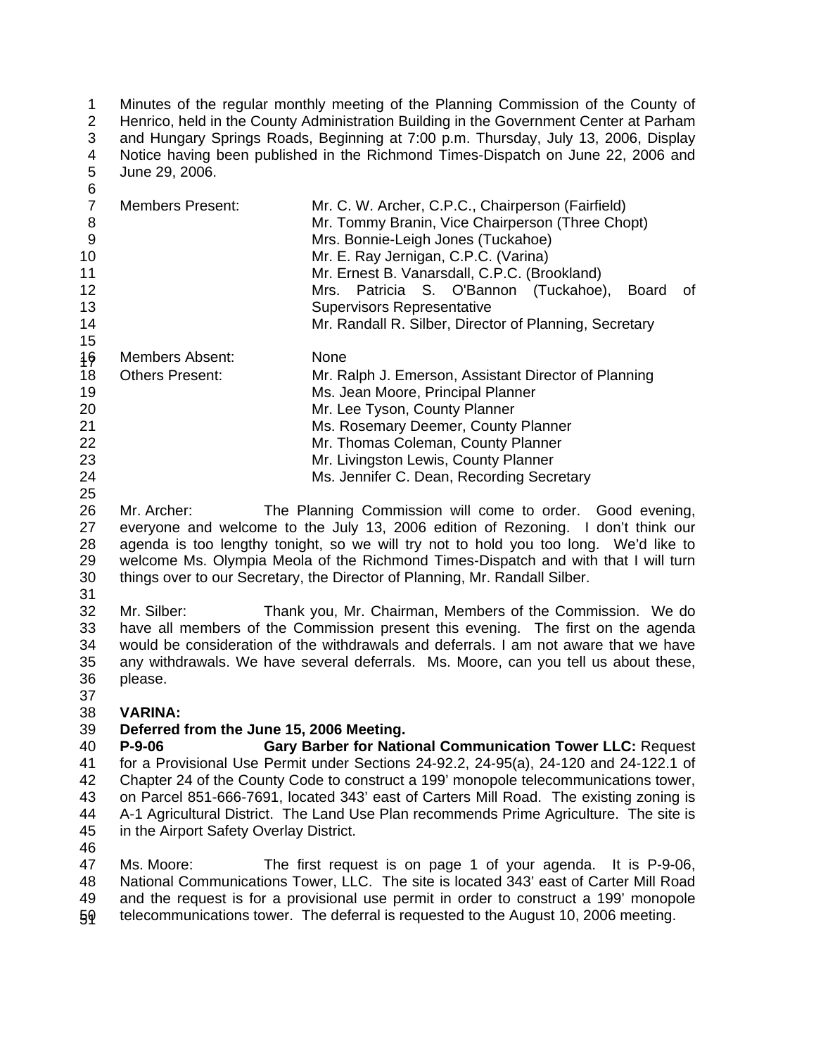Minutes of the regular monthly meeting of the Planning Commission of the County of Henrico, held in the County Administration Building in the Government Center at Parham and Hungary Springs Roads, Beginning at 7:00 p.m. Thursday, July 13, 2006, Display Notice having been published in the Richmond Times-Dispatch on June 22, 2006 and June 29, 2006.

| | |
|---|---|
| Members Present: | Mr. C. W. Archer, C.P.C., Chairperson (Fairfield) |
| | Mr. Tommy Branin, Vice Chairperson (Three Chopt) |
| | Mrs. Bonnie-Leigh Jones (Tuckahoe) |
| | Mr. E. Ray Jernigan, C.P.C. (Varina) |
| | Mr. Ernest B. Vanarsdall, C.P.C. (Brookland) |
| | Mrs. Patricia S. O'Bannon (Tuckahoe), Board of Supervisors Representative |
| | Mr. Randall R. Silber, Director of Planning, Secretary |
| Members Absent: | None |
| Others Present: | Mr. Ralph J. Emerson, Assistant Director of Planning |
| | Ms. Jean Moore, Principal Planner |
| | Mr. Lee Tyson, County Planner |
| | Ms. Rosemary Deemer, County Planner |
| | Mr. Thomas Coleman, County Planner |
| | Mr. Livingston Lewis, County Planner |
| | Ms. Jennifer C. Dean, Recording Secretary |

Mr. Archer: The Planning Commission will come to order. Good evening, everyone and welcome to the July 13, 2006 edition of Rezoning. I don't think our agenda is too lengthy tonight, so we will try not to hold you too long. We'd like to welcome Ms. Olympia Meola of the Richmond Times-Dispatch and with that I will turn things over to our Secretary, the Director of Planning, Mr. Randall Silber.

Mr. Silber: Thank you, Mr. Chairman, Members of the Commission. We do have all members of the Commission present this evening. The first on the agenda would be consideration of the withdrawals and deferrals. I am not aware that we have any withdrawals. We have several deferrals. Ms. Moore, can you tell us about these, please.

**VARINA:**
**Deferred from the June 15, 2006 Meeting.**
**P-9-06 Gary Barber for National Communication Tower LLC:** Request for a Provisional Use Permit under Sections 24-92.2, 24-95(a), 24-120 and 24-122.1 of Chapter 24 of the County Code to construct a 199' monopole telecommunications tower, on Parcel 851-666-7691, located 343' east of Carters Mill Road. The existing zoning is A-1 Agricultural District. The Land Use Plan recommends Prime Agriculture. The site is in the Airport Safety Overlay District.

Ms. Moore: The first request is on page 1 of your agenda. It is P-9-06, National Communications Tower, LLC. The site is located 343' east of Carter Mill Road and the request is for a provisional use permit in order to construct a 199' monopole telecommunications tower. The deferral is requested to the August 10, 2006 meeting.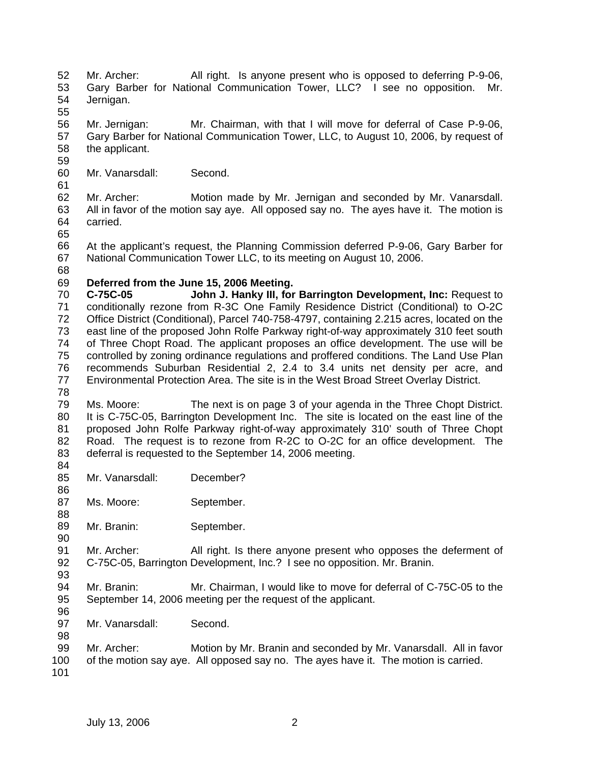Mr. Archer: All right. Is anyone present who is opposed to deferring P-9-06, Gary Barber for National Communication Tower, LLC? I see no opposition. Mr. Jernigan.

Mr. Jernigan: Mr. Chairman, with that I will move for deferral of Case P-9-06, Gary Barber for National Communication Tower, LLC, to August 10, 2006, by request of the applicant.

Mr. Vanarsdall: Second.

Mr. Archer: Motion made by Mr. Jernigan and seconded by Mr. Vanarsdall. All in favor of the motion say aye. All opposed say no. The ayes have it. The motion is carried.

At the applicant's request, the Planning Commission deferred P-9-06, Gary Barber for National Communication Tower LLC, to its meeting on August 10, 2006.

**Deferred from the June 15, 2006 Meeting.**

**C-75C-05 John J. Hanky III, for Barrington Development, Inc:** Request to conditionally rezone from R-3C One Family Residence District (Conditional) to O-2C Office District (Conditional), Parcel 740-758-4797, containing 2.215 acres, located on the east line of the proposed John Rolfe Parkway right-of-way approximately 310 feet south of Three Chopt Road. The applicant proposes an office development. The use will be controlled by zoning ordinance regulations and proffered conditions. The Land Use Plan recommends Suburban Residential 2, 2.4 to 3.4 units net density per acre, and Environmental Protection Area. The site is in the West Broad Street Overlay District.

Ms. Moore: The next is on page 3 of your agenda in the Three Chopt District. It is C-75C-05, Barrington Development Inc. The site is located on the east line of the proposed John Rolfe Parkway right-of-way approximately 310' south of Three Chopt Road. The request is to rezone from R-2C to O-2C for an office development. The deferral is requested to the September 14, 2006 meeting.

Mr. Vanarsdall: December?

Ms. Moore: September.

Mr. Branin: September.

Mr. Archer: All right. Is there anyone present who opposes the deferment of C-75C-05, Barrington Development, Inc.? I see no opposition. Mr. Branin.

Mr. Branin: Mr. Chairman, I would like to move for deferral of C-75C-05 to the September 14, 2006 meeting per the request of the applicant.

Mr. Vanarsdall: Second.

Mr. Archer: Motion by Mr. Branin and seconded by Mr. Vanarsdall. All in favor of the motion say aye. All opposed say no. The ayes have it. The motion is carried.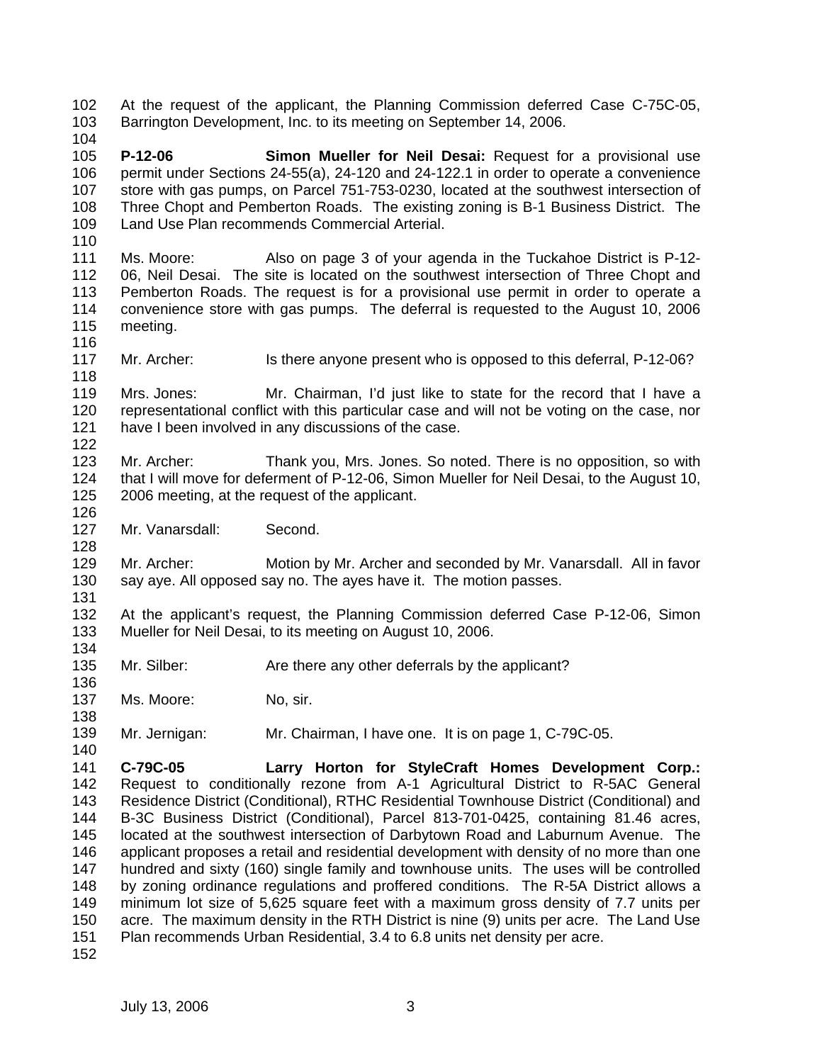At the request of the applicant, the Planning Commission deferred Case C-75C-05, Barrington Development, Inc. to its meeting on September 14, 2006.

**P-12-06 Simon Mueller for Neil Desai:** Request for a provisional use permit under Sections 24-55(a), 24-120 and 24-122.1 in order to operate a convenience store with gas pumps, on Parcel 751-753-0230, located at the southwest intersection of Three Chopt and Pemberton Roads. The existing zoning is B-1 Business District. The Land Use Plan recommends Commercial Arterial.

Ms. Moore: Also on page 3 of your agenda in the Tuckahoe District is P-12-06, Neil Desai. The site is located on the southwest intersection of Three Chopt and Pemberton Roads. The request is for a provisional use permit in order to operate a convenience store with gas pumps. The deferral is requested to the August 10, 2006 meeting.

Mr. Archer: Is there anyone present who is opposed to this deferral, P-12-06?

Mrs. Jones: Mr. Chairman, I'd just like to state for the record that I have a representational conflict with this particular case and will not be voting on the case, nor have I been involved in any discussions of the case.

Mr. Archer: Thank you, Mrs. Jones. So noted. There is no opposition, so with that I will move for deferment of P-12-06, Simon Mueller for Neil Desai, to the August 10, 2006 meeting, at the request of the applicant.

Mr. Vanarsdall: Second.

Mr. Archer: Motion by Mr. Archer and seconded by Mr. Vanarsdall. All in favor say aye. All opposed say no. The ayes have it. The motion passes.

At the applicant's request, the Planning Commission deferred Case P-12-06, Simon Mueller for Neil Desai, to its meeting on August 10, 2006.

Mr. Silber: Are there any other deferrals by the applicant?

Ms. Moore: No, sir.

Mr. Jernigan: Mr. Chairman, I have one. It is on page 1, C-79C-05.

**C-79C-05 Larry Horton for StyleCraft Homes Development Corp.:** Request to conditionally rezone from A-1 Agricultural District to R-5AC General Residence District (Conditional), RTHC Residential Townhouse District (Conditional) and B-3C Business District (Conditional), Parcel 813-701-0425, containing 81.46 acres, located at the southwest intersection of Darbytown Road and Laburnum Avenue. The applicant proposes a retail and residential development with density of no more than one hundred and sixty (160) single family and townhouse units. The uses will be controlled by zoning ordinance regulations and proffered conditions. The R-5A District allows a minimum lot size of 5,625 square feet with a maximum gross density of 7.7 units per acre. The maximum density in the RTH District is nine (9) units per acre. The Land Use Plan recommends Urban Residential, 3.4 to 6.8 units net density per acre.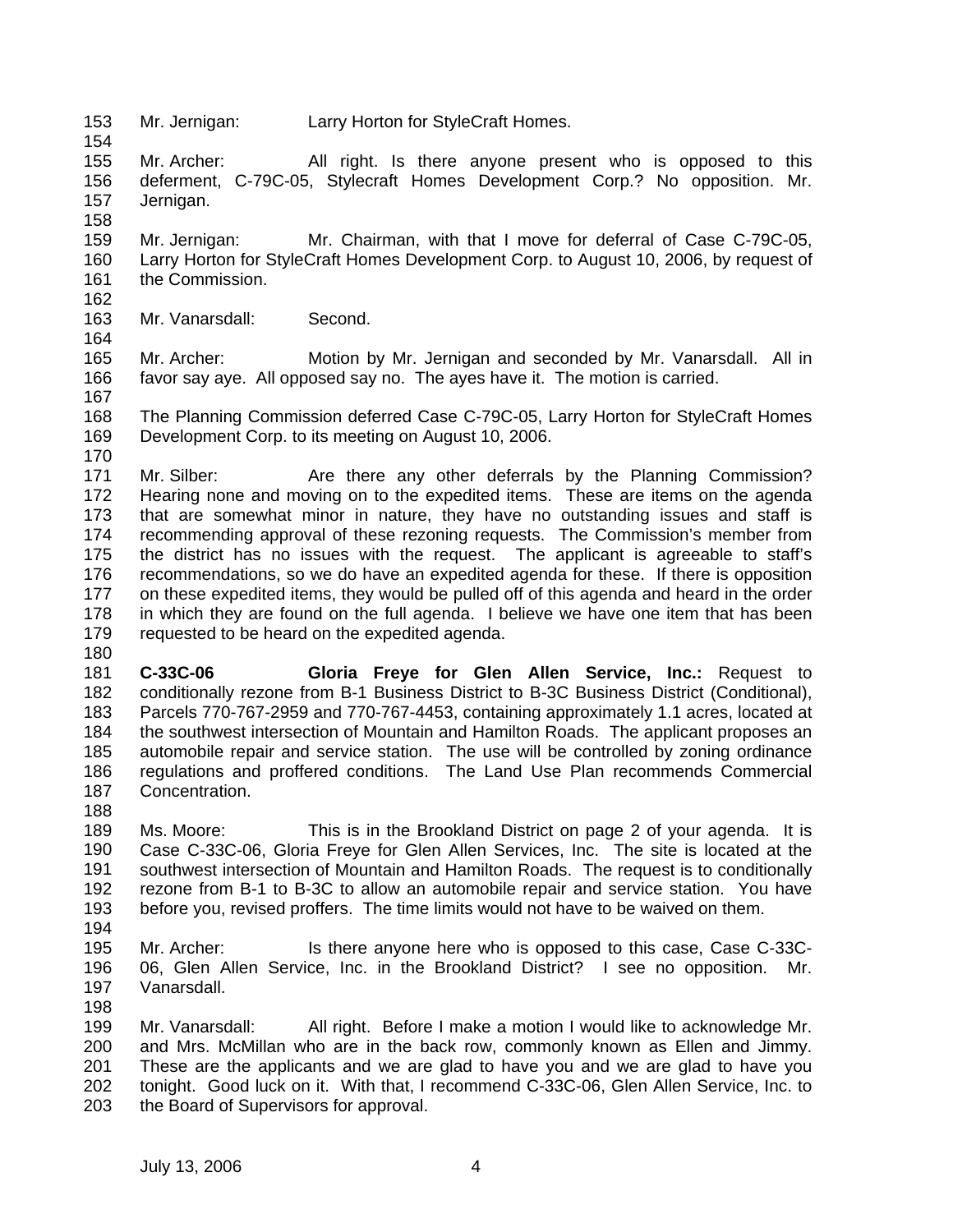Mr. Jernigan: Larry Horton for StyleCraft Homes.

Mr. Archer: All right. Is there anyone present who is opposed to this deferment, C-79C-05, Stylecraft Homes Development Corp.? No opposition. Mr. Jernigan.

Mr. Jernigan: Mr. Chairman, with that I move for deferral of Case C-79C-05, Larry Horton for StyleCraft Homes Development Corp. to August 10, 2006, by request of the Commission.

Mr. Vanarsdall: Second.

Mr. Archer: Motion by Mr. Jernigan and seconded by Mr. Vanarsdall. All in favor say aye. All opposed say no. The ayes have it. The motion is carried.

The Planning Commission deferred Case C-79C-05, Larry Horton for StyleCraft Homes Development Corp. to its meeting on August 10, 2006.

Mr. Silber: Are there any other deferrals by the Planning Commission? Hearing none and moving on to the expedited items. These are items on the agenda that are somewhat minor in nature, they have no outstanding issues and staff is recommending approval of these rezoning requests. The Commission's member from the district has no issues with the request. The applicant is agreeable to staff's recommendations, so we do have an expedited agenda for these. If there is opposition on these expedited items, they would be pulled off of this agenda and heard in the order in which they are found on the full agenda. I believe we have one item that has been requested to be heard on the expedited agenda.

**C-33C-06 Gloria Freye for Glen Allen Service, Inc.:** Request to conditionally rezone from B-1 Business District to B-3C Business District (Conditional), Parcels 770-767-2959 and 770-767-4453, containing approximately 1.1 acres, located at the southwest intersection of Mountain and Hamilton Roads. The applicant proposes an automobile repair and service station. The use will be controlled by zoning ordinance regulations and proffered conditions. The Land Use Plan recommends Commercial Concentration.

Ms. Moore: This is in the Brookland District on page 2 of your agenda. It is Case C-33C-06, Gloria Freye for Glen Allen Services, Inc. The site is located at the southwest intersection of Mountain and Hamilton Roads. The request is to conditionally rezone from B-1 to B-3C to allow an automobile repair and service station. You have before you, revised proffers. The time limits would not have to be waived on them.

Mr. Archer: Is there anyone here who is opposed to this case, Case C-33C-06, Glen Allen Service, Inc. in the Brookland District? I see no opposition. Mr. Vanarsdall.

Mr. Vanarsdall: All right. Before I make a motion I would like to acknowledge Mr. and Mrs. McMillan who are in the back row, commonly known as Ellen and Jimmy. These are the applicants and we are glad to have you and we are glad to have you tonight. Good luck on it. With that, I recommend C-33C-06, Glen Allen Service, Inc. to the Board of Supervisors for approval.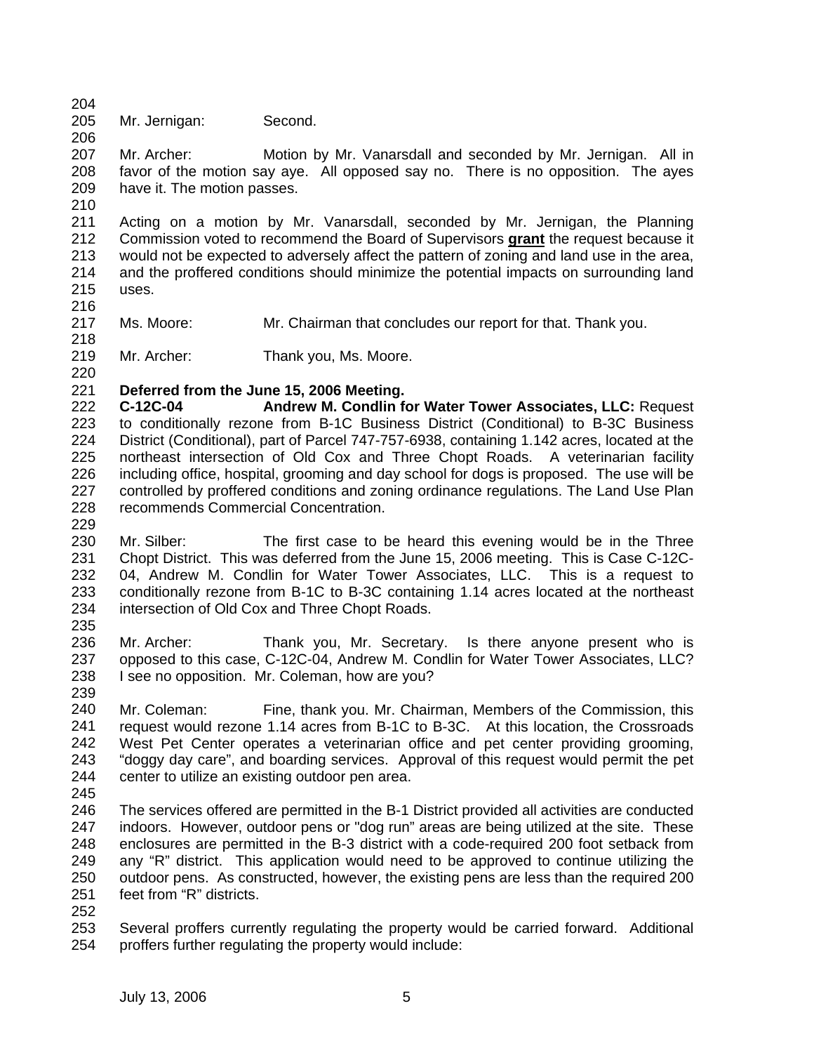Mr. Jernigan: Second.

Mr. Archer: Motion by Mr. Vanarsdall and seconded by Mr. Jernigan. All in favor of the motion say aye. All opposed say no. There is no opposition. The ayes have it. The motion passes.

Acting on a motion by Mr. Vanarsdall, seconded by Mr. Jernigan, the Planning Commission voted to recommend the Board of Supervisors **grant** the request because it would not be expected to adversely affect the pattern of zoning and land use in the area, and the proffered conditions should minimize the potential impacts on surrounding land uses.

Ms. Moore: Mr. Chairman that concludes our report for that. Thank you.

Mr. Archer: Thank you, Ms. Moore.

**Deferred from the June 15, 2006 Meeting.**
**C-12C-04 Andrew M. Condlin for Water Tower Associates, LLC:** Request to conditionally rezone from B-1C Business District (Conditional) to B-3C Business District (Conditional), part of Parcel 747-757-6938, containing 1.142 acres, located at the northeast intersection of Old Cox and Three Chopt Roads. A veterinarian facility including office, hospital, grooming and day school for dogs is proposed. The use will be controlled by proffered conditions and zoning ordinance regulations. The Land Use Plan recommends Commercial Concentration.

Mr. Silber: The first case to be heard this evening would be in the Three Chopt District. This was deferred from the June 15, 2006 meeting. This is Case C-12C-04, Andrew M. Condlin for Water Tower Associates, LLC. This is a request to conditionally rezone from B-1C to B-3C containing 1.14 acres located at the northeast intersection of Old Cox and Three Chopt Roads.

Mr. Archer: Thank you, Mr. Secretary. Is there anyone present who is opposed to this case, C-12C-04, Andrew M. Condlin for Water Tower Associates, LLC? I see no opposition. Mr. Coleman, how are you?

Mr. Coleman: Fine, thank you. Mr. Chairman, Members of the Commission, this request would rezone 1.14 acres from B-1C to B-3C. At this location, the Crossroads West Pet Center operates a veterinarian office and pet center providing grooming, "doggy day care", and boarding services. Approval of this request would permit the pet center to utilize an existing outdoor pen area.

The services offered are permitted in the B-1 District provided all activities are conducted indoors. However, outdoor pens or "dog run" areas are being utilized at the site. These enclosures are permitted in the B-3 district with a code-required 200 foot setback from any "R" district. This application would need to be approved to continue utilizing the outdoor pens. As constructed, however, the existing pens are less than the required 200 feet from "R" districts.

Several proffers currently regulating the property would be carried forward. Additional proffers further regulating the property would include: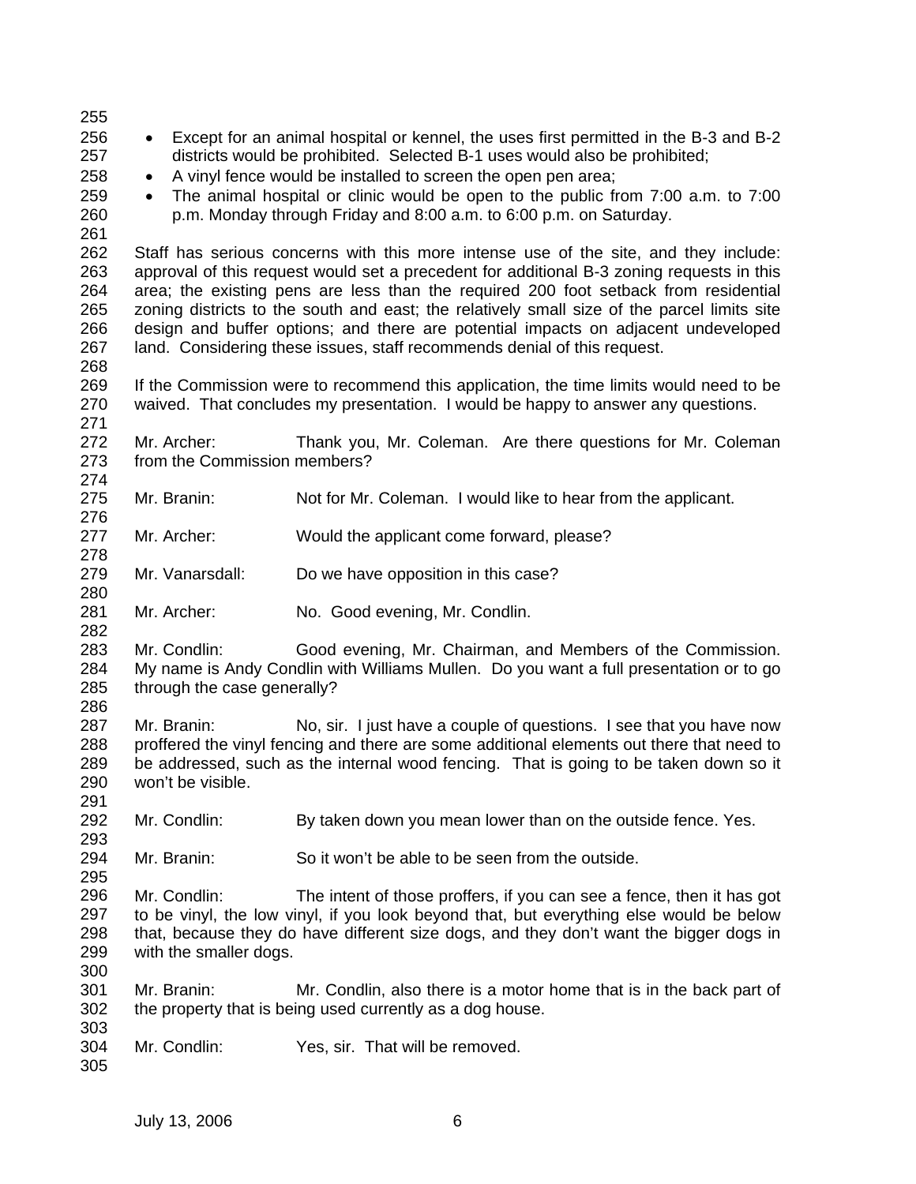- Except for an animal hospital or kennel, the uses first permitted in the B-3 and B-2 districts would be prohibited. Selected B-1 uses would also be prohibited;
- A vinyl fence would be installed to screen the open pen area;
- The animal hospital or clinic would be open to the public from 7:00 a.m. to 7:00 p.m. Monday through Friday and 8:00 a.m. to 6:00 p.m. on Saturday.

Staff has serious concerns with this more intense use of the site, and they include: approval of this request would set a precedent for additional B-3 zoning requests in this area; the existing pens are less than the required 200 foot setback from residential zoning districts to the south and east; the relatively small size of the parcel limits site design and buffer options; and there are potential impacts on adjacent undeveloped land. Considering these issues, staff recommends denial of this request.

If the Commission were to recommend this application, the time limits would need to be waived. That concludes my presentation. I would be happy to answer any questions.

Mr. Archer: Thank you, Mr. Coleman. Are there questions for Mr. Coleman from the Commission members?

Mr. Branin: Not for Mr. Coleman. I would like to hear from the applicant.

Mr. Archer: Would the applicant come forward, please?

Mr. Vanarsdall: Do we have opposition in this case?

Mr. Archer: No. Good evening, Mr. Condlin.

Mr. Condlin: Good evening, Mr. Chairman, and Members of the Commission. My name is Andy Condlin with Williams Mullen. Do you want a full presentation or to go through the case generally?

Mr. Branin: No, sir. I just have a couple of questions. I see that you have now proffered the vinyl fencing and there are some additional elements out there that need to be addressed, such as the internal wood fencing. That is going to be taken down so it won't be visible.

Mr. Condlin: By taken down you mean lower than on the outside fence. Yes.

Mr. Branin: So it won't be able to be seen from the outside.

Mr. Condlin: The intent of those proffers, if you can see a fence, then it has got to be vinyl, the low vinyl, if you look beyond that, but everything else would be below that, because they do have different size dogs, and they don't want the bigger dogs in with the smaller dogs.

Mr. Branin: Mr. Condlin, also there is a motor home that is in the back part of the property that is being used currently as a dog house.

Mr. Condlin: Yes, sir. That will be removed.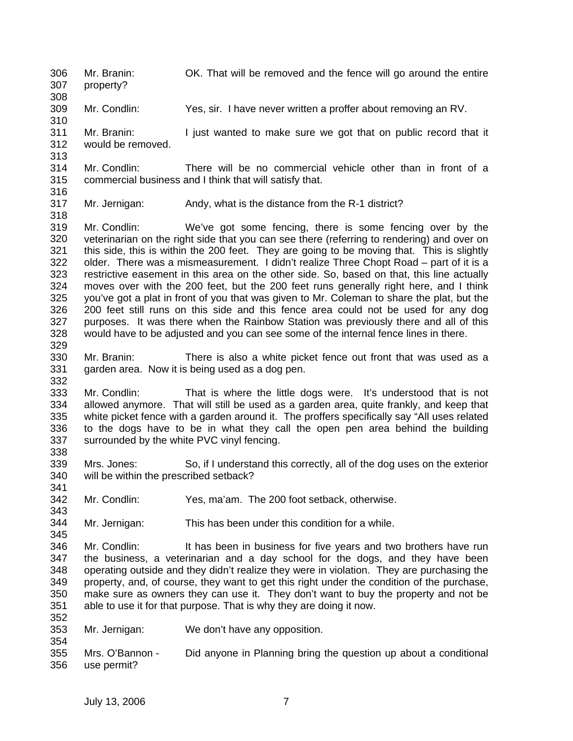Mr. Branin: OK. That will be removed and the fence will go around the entire property?

Mr. Condlin: Yes, sir. I have never written a proffer about removing an RV.

Mr. Branin: I just wanted to make sure we got that on public record that it would be removed.

Mr. Condlin: There will be no commercial vehicle other than in front of a commercial business and I think that will satisfy that.

Mr. Jernigan: Andy, what is the distance from the R-1 district?

Mr. Condlin: We've got some fencing, there is some fencing over by the veterinarian on the right side that you can see there (referring to rendering) and over on this side, this is within the 200 feet. They are going to be moving that. This is slightly older. There was a mismeasurement. I didn't realize Three Chopt Road – part of it is a restrictive easement in this area on the other side. So, based on that, this line actually moves over with the 200 feet, but the 200 feet runs generally right here, and I think you've got a plat in front of you that was given to Mr. Coleman to share the plat, but the 200 feet still runs on this side and this fence area could not be used for any dog purposes. It was there when the Rainbow Station was previously there and all of this would have to be adjusted and you can see some of the internal fence lines in there.

Mr. Branin: There is also a white picket fence out front that was used as a garden area. Now it is being used as a dog pen.

Mr. Condlin: That is where the little dogs were. It's understood that is not allowed anymore. That will still be used as a garden area, quite frankly, and keep that white picket fence with a garden around it. The proffers specifically say "All uses related to the dogs have to be in what they call the open pen area behind the building surrounded by the white PVC vinyl fencing.

Mrs. Jones: So, if I understand this correctly, all of the dog uses on the exterior will be within the prescribed setback?

Mr. Condlin: Yes, ma'am. The 200 foot setback, otherwise.

Mr. Jernigan: This has been under this condition for a while.

Mr. Condlin: It has been in business for five years and two brothers have run the business, a veterinarian and a day school for the dogs, and they have been operating outside and they didn't realize they were in violation. They are purchasing the property, and, of course, they want to get this right under the condition of the purchase, make sure as owners they can use it. They don't want to buy the property and not be able to use it for that purpose. That is why they are doing it now.

Mr. Jernigan: We don't have any opposition.

Mrs. O'Bannon - Did anyone in Planning bring the question up about a conditional use permit?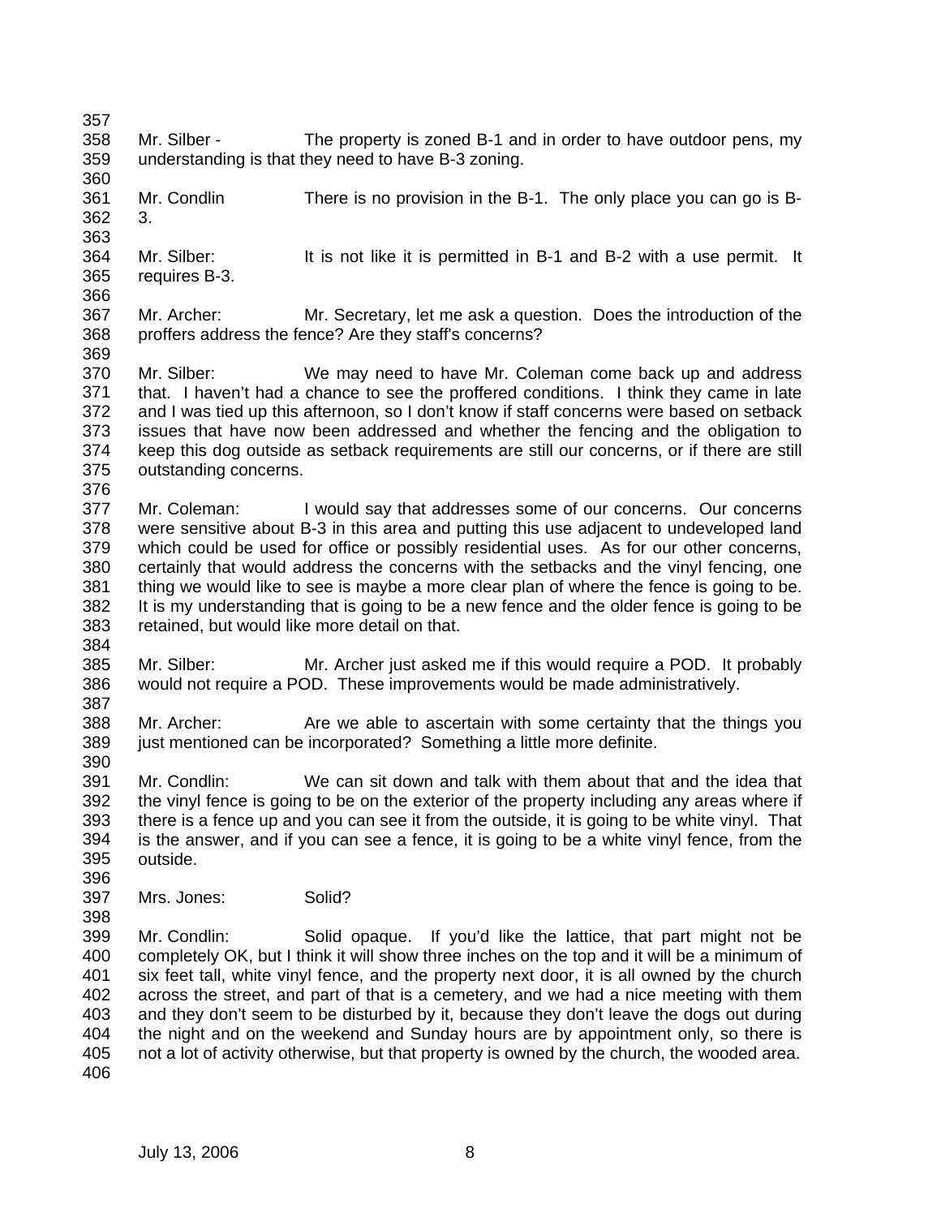Mr. Silber - The property is zoned B-1 and in order to have outdoor pens, my understanding is that they need to have B-3 zoning.

Mr. Condlin There is no provision in the B-1. The only place you can go is B-3.

Mr. Silber: It is not like it is permitted in B-1 and B-2 with a use permit. It requires B-3.

Mr. Archer: Mr. Secretary, let me ask a question. Does the introduction of the proffers address the fence? Are they staff's concerns?

Mr. Silber: We may need to have Mr. Coleman come back up and address that. I haven't had a chance to see the proffered conditions. I think they came in late and I was tied up this afternoon, so I don't know if staff concerns were based on setback issues that have now been addressed and whether the fencing and the obligation to keep this dog outside as setback requirements are still our concerns, or if there are still outstanding concerns.

Mr. Coleman: I would say that addresses some of our concerns. Our concerns were sensitive about B-3 in this area and putting this use adjacent to undeveloped land which could be used for office or possibly residential uses. As for our other concerns, certainly that would address the concerns with the setbacks and the vinyl fencing, one thing we would like to see is maybe a more clear plan of where the fence is going to be. It is my understanding that is going to be a new fence and the older fence is going to be retained, but would like more detail on that.

Mr. Silber: Mr. Archer just asked me if this would require a POD. It probably would not require a POD. These improvements would be made administratively.

Mr. Archer: Are we able to ascertain with some certainty that the things you just mentioned can be incorporated? Something a little more definite.

Mr. Condlin: We can sit down and talk with them about that and the idea that the vinyl fence is going to be on the exterior of the property including any areas where if there is a fence up and you can see it from the outside, it is going to be white vinyl. That is the answer, and if you can see a fence, it is going to be a white vinyl fence, from the outside.

Mrs. Jones: Solid?

Mr. Condlin: Solid opaque. If you'd like the lattice, that part might not be completely OK, but I think it will show three inches on the top and it will be a minimum of six feet tall, white vinyl fence, and the property next door, it is all owned by the church across the street, and part of that is a cemetery, and we had a nice meeting with them and they don't seem to be disturbed by it, because they don't leave the dogs out during the night and on the weekend and Sunday hours are by appointment only, so there is not a lot of activity otherwise, but that property is owned by the church, the wooded area.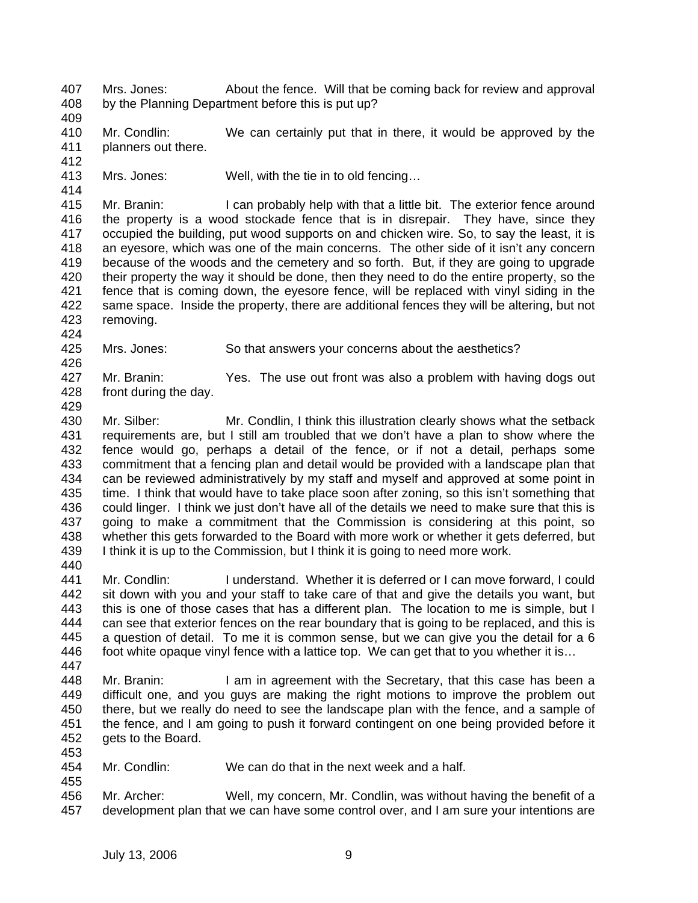Mrs. Jones: About the fence. Will that be coming back for review and approval by the Planning Department before this is put up?

Mr. Condlin: We can certainly put that in there, it would be approved by the planners out there.

Mrs. Jones: Well, with the tie in to old fencing…

Mr. Branin: I can probably help with that a little bit. The exterior fence around the property is a wood stockade fence that is in disrepair. They have, since they occupied the building, put wood supports on and chicken wire. So, to say the least, it is an eyesore, which was one of the main concerns. The other side of it isn't any concern because of the woods and the cemetery and so forth. But, if they are going to upgrade their property the way it should be done, then they need to do the entire property, so the fence that is coming down, the eyesore fence, will be replaced with vinyl siding in the same space. Inside the property, there are additional fences they will be altering, but not removing.

Mrs. Jones: So that answers your concerns about the aesthetics?

Mr. Branin: Yes. The use out front was also a problem with having dogs out front during the day.

Mr. Silber: Mr. Condlin, I think this illustration clearly shows what the setback requirements are, but I still am troubled that we don't have a plan to show where the fence would go, perhaps a detail of the fence, or if not a detail, perhaps some commitment that a fencing plan and detail would be provided with a landscape plan that can be reviewed administratively by my staff and myself and approved at some point in time. I think that would have to take place soon after zoning, so this isn't something that could linger. I think we just don't have all of the details we need to make sure that this is going to make a commitment that the Commission is considering at this point, so whether this gets forwarded to the Board with more work or whether it gets deferred, but I think it is up to the Commission, but I think it is going to need more work.

Mr. Condlin: I understand. Whether it is deferred or I can move forward, I could sit down with you and your staff to take care of that and give the details you want, but this is one of those cases that has a different plan. The location to me is simple, but I can see that exterior fences on the rear boundary that is going to be replaced, and this is a question of detail. To me it is common sense, but we can give you the detail for a 6 foot white opaque vinyl fence with a lattice top. We can get that to you whether it is…

Mr. Branin: I am in agreement with the Secretary, that this case has been a difficult one, and you guys are making the right motions to improve the problem out there, but we really do need to see the landscape plan with the fence, and a sample of the fence, and I am going to push it forward contingent on one being provided before it gets to the Board.

Mr. Condlin: We can do that in the next week and a half.

Mr. Archer: Well, my concern, Mr. Condlin, was without having the benefit of a development plan that we can have some control over, and I am sure your intentions are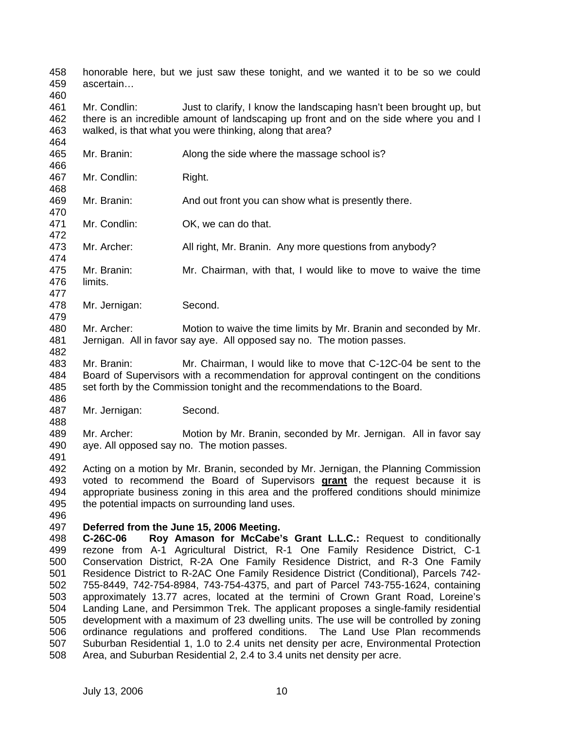honorable here, but we just saw these tonight, and we wanted it to be so we could ascertain…

Mr. Condlin: Just to clarify, I know the landscaping hasn't been brought up, but there is an incredible amount of landscaping up front and on the side where you and I walked, is that what you were thinking, along that area?

Mr. Branin: Along the side where the massage school is?

Mr. Condlin: Right.

Mr. Branin: And out front you can show what is presently there.

Mr. Condlin: OK, we can do that.

Mr. Archer: All right, Mr. Branin. Any more questions from anybody?

Mr. Branin: Mr. Chairman, with that, I would like to move to waive the time limits.

Mr. Jernigan: Second.

Mr. Archer: Motion to waive the time limits by Mr. Branin and seconded by Mr. Jernigan. All in favor say aye. All opposed say no. The motion passes.

Mr. Branin: Mr. Chairman, I would like to move that C-12C-04 be sent to the Board of Supervisors with a recommendation for approval contingent on the conditions set forth by the Commission tonight and the recommendations to the Board.

Mr. Jernigan: Second.

Mr. Archer: Motion by Mr. Branin, seconded by Mr. Jernigan. All in favor say aye. All opposed say no. The motion passes.

Acting on a motion by Mr. Branin, seconded by Mr. Jernigan, the Planning Commission voted to recommend the Board of Supervisors **grant** the request because it is appropriate business zoning in this area and the proffered conditions should minimize the potential impacts on surrounding land uses.

**Deferred from the June 15, 2006 Meeting.**
**C-26C-06 Roy Amason for McCabe's Grant L.L.C.:** Request to conditionally rezone from A-1 Agricultural District, R-1 One Family Residence District, C-1 Conservation District, R-2A One Family Residence District, and R-3 One Family Residence District to R-2AC One Family Residence District (Conditional), Parcels 742-755-8449, 742-754-8984, 743-754-4375, and part of Parcel 743-755-1624, containing approximately 13.77 acres, located at the termini of Crown Grant Road, Loreine's Landing Lane, and Persimmon Trek. The applicant proposes a single-family residential development with a maximum of 23 dwelling units. The use will be controlled by zoning ordinance regulations and proffered conditions. The Land Use Plan recommends Suburban Residential 1, 1.0 to 2.4 units net density per acre, Environmental Protection Area, and Suburban Residential 2, 2.4 to 3.4 units net density per acre.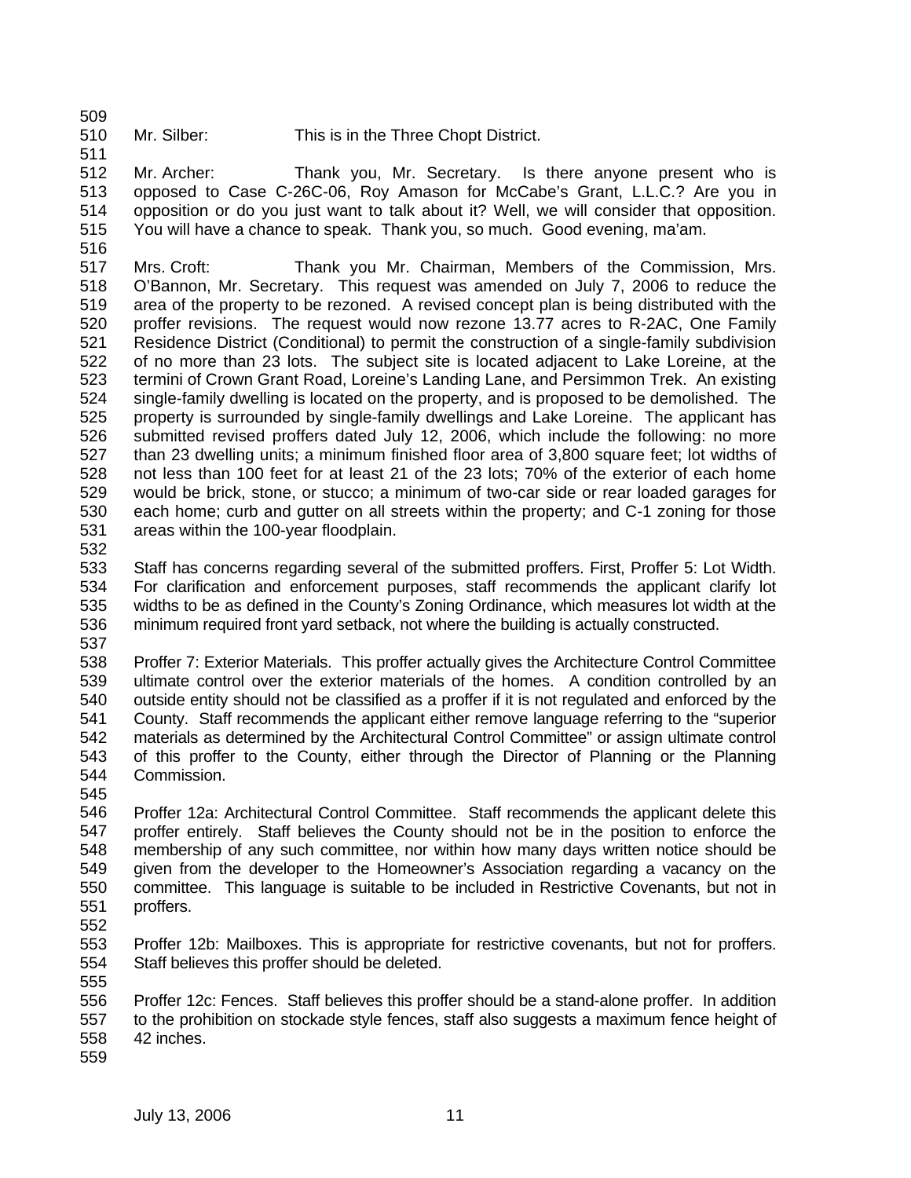Mr. Silber: This is in the Three Chopt District.

Mr. Archer: Thank you, Mr. Secretary. Is there anyone present who is opposed to Case C-26C-06, Roy Amason for McCabe's Grant, L.L.C.? Are you in opposition or do you just want to talk about it? Well, we will consider that opposition. You will have a chance to speak. Thank you, so much. Good evening, ma'am.

Mrs. Croft: Thank you Mr. Chairman, Members of the Commission, Mrs. O'Bannon, Mr. Secretary. This request was amended on July 7, 2006 to reduce the area of the property to be rezoned. A revised concept plan is being distributed with the proffer revisions. The request would now rezone 13.77 acres to R-2AC, One Family Residence District (Conditional) to permit the construction of a single-family subdivision of no more than 23 lots. The subject site is located adjacent to Lake Loreine, at the termini of Crown Grant Road, Loreine's Landing Lane, and Persimmon Trek. An existing single-family dwelling is located on the property, and is proposed to be demolished. The property is surrounded by single-family dwellings and Lake Loreine. The applicant has submitted revised proffers dated July 12, 2006, which include the following: no more than 23 dwelling units; a minimum finished floor area of 3,800 square feet; lot widths of not less than 100 feet for at least 21 of the 23 lots; 70% of the exterior of each home would be brick, stone, or stucco; a minimum of two-car side or rear loaded garages for each home; curb and gutter on all streets within the property; and C-1 zoning for those areas within the 100-year floodplain.

Staff has concerns regarding several of the submitted proffers. First, Proffer 5: Lot Width. For clarification and enforcement purposes, staff recommends the applicant clarify lot widths to be as defined in the County's Zoning Ordinance, which measures lot width at the minimum required front yard setback, not where the building is actually constructed.

Proffer 7: Exterior Materials. This proffer actually gives the Architecture Control Committee ultimate control over the exterior materials of the homes. A condition controlled by an outside entity should not be classified as a proffer if it is not regulated and enforced by the County. Staff recommends the applicant either remove language referring to the "superior materials as determined by the Architectural Control Committee" or assign ultimate control of this proffer to the County, either through the Director of Planning or the Planning Commission.

Proffer 12a: Architectural Control Committee. Staff recommends the applicant delete this proffer entirely. Staff believes the County should not be in the position to enforce the membership of any such committee, nor within how many days written notice should be given from the developer to the Homeowner's Association regarding a vacancy on the committee. This language is suitable to be included in Restrictive Covenants, but not in proffers.

Proffer 12b: Mailboxes. This is appropriate for restrictive covenants, but not for proffers. Staff believes this proffer should be deleted.

Proffer 12c: Fences. Staff believes this proffer should be a stand-alone proffer. In addition to the prohibition on stockade style fences, staff also suggests a maximum fence height of 42 inches.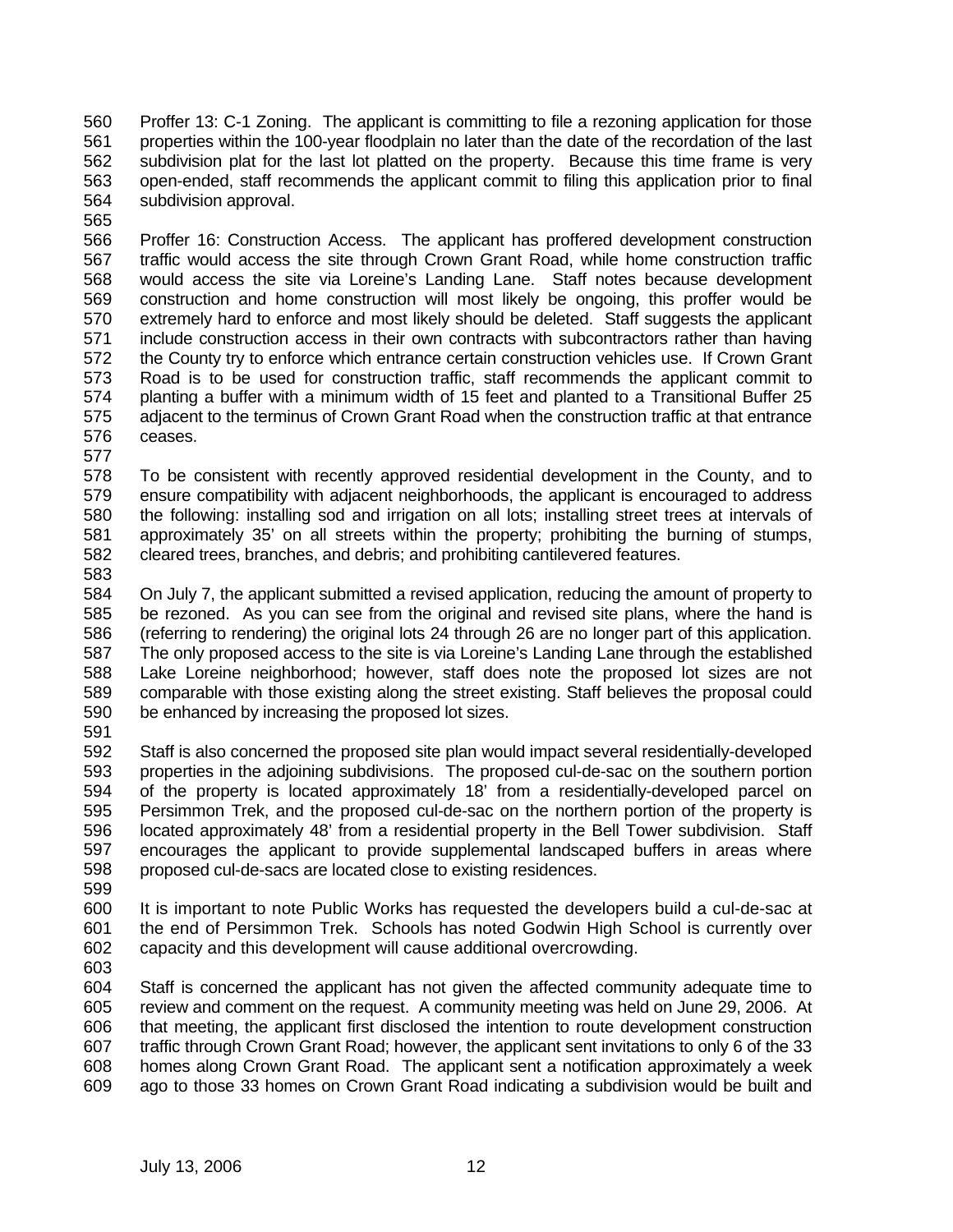Proffer 13: C-1 Zoning. The applicant is committing to file a rezoning application for those properties within the 100-year floodplain no later than the date of the recordation of the last subdivision plat for the last lot platted on the property. Because this time frame is very open-ended, staff recommends the applicant commit to filing this application prior to final subdivision approval.

Proffer 16: Construction Access. The applicant has proffered development construction traffic would access the site through Crown Grant Road, while home construction traffic would access the site via Loreine's Landing Lane. Staff notes because development construction and home construction will most likely be ongoing, this proffer would be extremely hard to enforce and most likely should be deleted. Staff suggests the applicant include construction access in their own contracts with subcontractors rather than having the County try to enforce which entrance certain construction vehicles use. If Crown Grant Road is to be used for construction traffic, staff recommends the applicant commit to planting a buffer with a minimum width of 15 feet and planted to a Transitional Buffer 25 adjacent to the terminus of Crown Grant Road when the construction traffic at that entrance ceases.

To be consistent with recently approved residential development in the County, and to ensure compatibility with adjacent neighborhoods, the applicant is encouraged to address the following: installing sod and irrigation on all lots; installing street trees at intervals of approximately 35' on all streets within the property; prohibiting the burning of stumps, cleared trees, branches, and debris; and prohibiting cantilevered features.

On July 7, the applicant submitted a revised application, reducing the amount of property to be rezoned. As you can see from the original and revised site plans, where the hand is (referring to rendering) the original lots 24 through 26 are no longer part of this application. The only proposed access to the site is via Loreine's Landing Lane through the established Lake Loreine neighborhood; however, staff does note the proposed lot sizes are not comparable with those existing along the street existing. Staff believes the proposal could be enhanced by increasing the proposed lot sizes.

Staff is also concerned the proposed site plan would impact several residentially-developed properties in the adjoining subdivisions. The proposed cul-de-sac on the southern portion of the property is located approximately 18' from a residentially-developed parcel on Persimmon Trek, and the proposed cul-de-sac on the northern portion of the property is located approximately 48' from a residential property in the Bell Tower subdivision. Staff encourages the applicant to provide supplemental landscaped buffers in areas where proposed cul-de-sacs are located close to existing residences.

It is important to note Public Works has requested the developers build a cul-de-sac at the end of Persimmon Trek. Schools has noted Godwin High School is currently over capacity and this development will cause additional overcrowding.

Staff is concerned the applicant has not given the affected community adequate time to review and comment on the request. A community meeting was held on June 29, 2006. At that meeting, the applicant first disclosed the intention to route development construction traffic through Crown Grant Road; however, the applicant sent invitations to only 6 of the 33 homes along Crown Grant Road. The applicant sent a notification approximately a week ago to those 33 homes on Crown Grant Road indicating a subdivision would be built and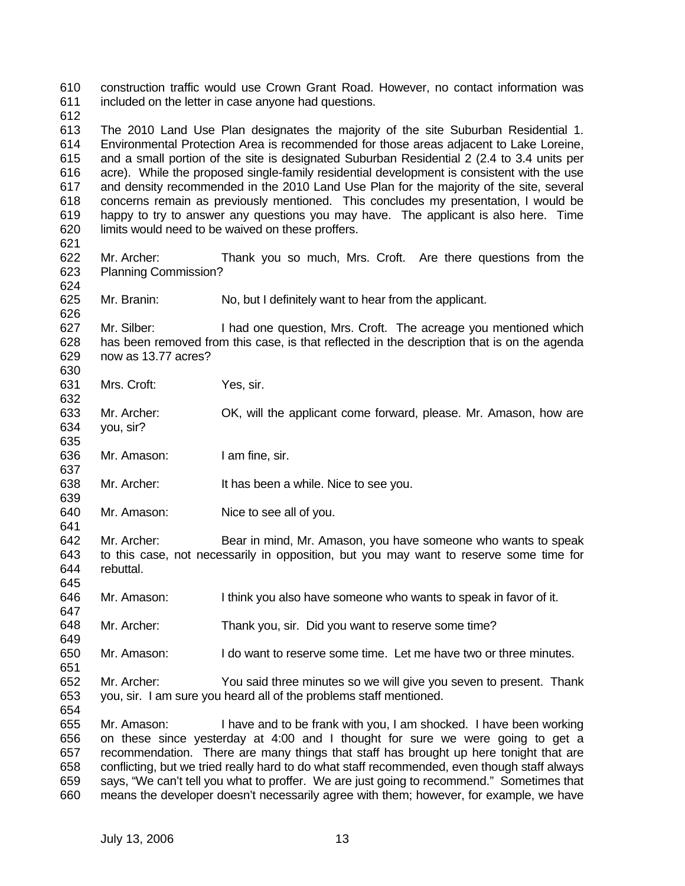construction traffic would use Crown Grant Road. However, no contact information was included on the letter in case anyone had questions.

The 2010 Land Use Plan designates the majority of the site Suburban Residential 1. Environmental Protection Area is recommended for those areas adjacent to Lake Loreine, and a small portion of the site is designated Suburban Residential 2 (2.4 to 3.4 units per acre). While the proposed single-family residential development is consistent with the use and density recommended in the 2010 Land Use Plan for the majority of the site, several concerns remain as previously mentioned. This concludes my presentation, I would be happy to try to answer any questions you may have. The applicant is also here. Time limits would need to be waived on these proffers.

Mr. Archer: Thank you so much, Mrs. Croft. Are there questions from the Planning Commission?

Mr. Branin: No, but I definitely want to hear from the applicant.

Mr. Silber: I had one question, Mrs. Croft. The acreage you mentioned which has been removed from this case, is that reflected in the description that is on the agenda now as 13.77 acres?

Mrs. Croft: Yes, sir.

Mr. Archer: OK, will the applicant come forward, please. Mr. Amason, how are you, sir?

Mr. Amason: I am fine, sir.

Mr. Archer: It has been a while. Nice to see you.

Mr. Amason: Nice to see all of you.

Mr. Archer: Bear in mind, Mr. Amason, you have someone who wants to speak to this case, not necessarily in opposition, but you may want to reserve some time for rebuttal.

Mr. Amason: I think you also have someone who wants to speak in favor of it.

Mr. Archer: Thank you, sir. Did you want to reserve some time?

Mr. Amason: I do want to reserve some time. Let me have two or three minutes.

Mr. Archer: You said three minutes so we will give you seven to present. Thank you, sir. I am sure you heard all of the problems staff mentioned.

Mr. Amason: I have and to be frank with you, I am shocked. I have been working on these since yesterday at 4:00 and I thought for sure we were going to get a recommendation. There are many things that staff has brought up here tonight that are conflicting, but we tried really hard to do what staff recommended, even though staff always says, "We can't tell you what to proffer. We are just going to recommend." Sometimes that means the developer doesn't necessarily agree with them; however, for example, we have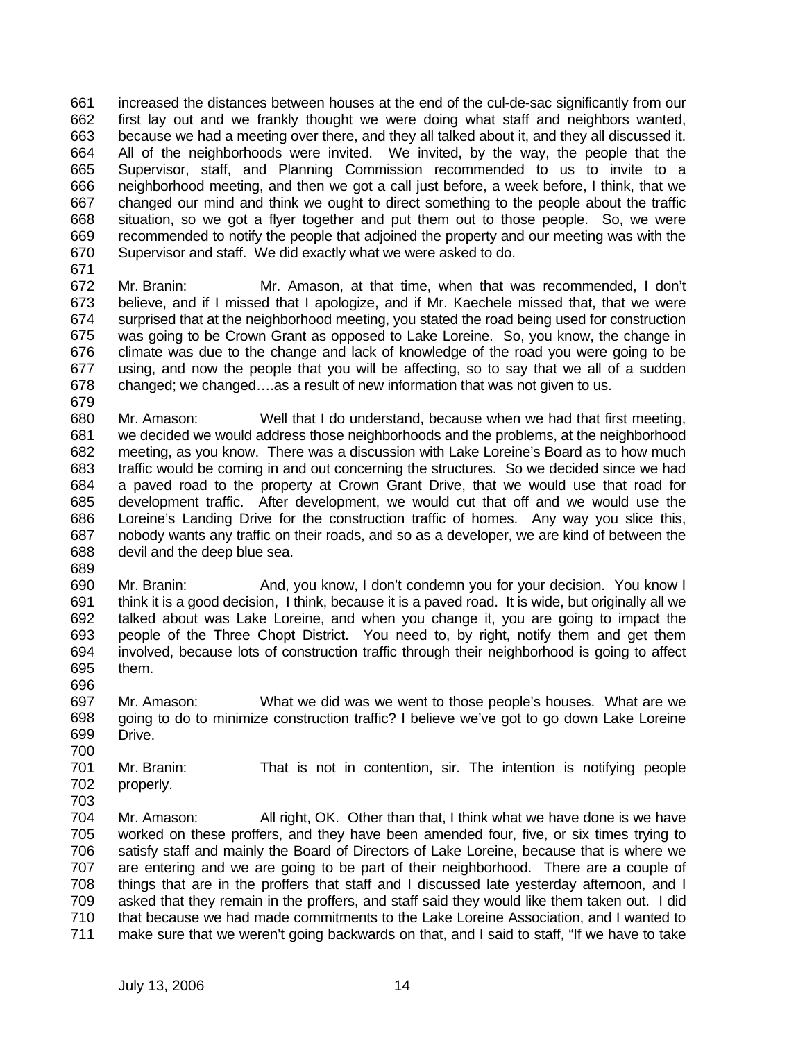increased the distances between houses at the end of the cul-de-sac significantly from our first lay out and we frankly thought we were doing what staff and neighbors wanted, because we had a meeting over there, and they all talked about it, and they all discussed it. All of the neighborhoods were invited. We invited, by the way, the people that the Supervisor, staff, and Planning Commission recommended to us to invite to a neighborhood meeting, and then we got a call just before, a week before, I think, that we changed our mind and think we ought to direct something to the people about the traffic situation, so we got a flyer together and put them out to those people. So, we were recommended to notify the people that adjoined the property and our meeting was with the Supervisor and staff. We did exactly what we were asked to do.

Mr. Branin: Mr. Amason, at that time, when that was recommended, I don't believe, and if I missed that I apologize, and if Mr. Kaechele missed that, that we were surprised that at the neighborhood meeting, you stated the road being used for construction was going to be Crown Grant as opposed to Lake Loreine. So, you know, the change in climate was due to the change and lack of knowledge of the road you were going to be using, and now the people that you will be affecting, so to say that we all of a sudden changed; we changed….as a result of new information that was not given to us.

Mr. Amason: Well that I do understand, because when we had that first meeting, we decided we would address those neighborhoods and the problems, at the neighborhood meeting, as you know. There was a discussion with Lake Loreine's Board as to how much traffic would be coming in and out concerning the structures. So we decided since we had a paved road to the property at Crown Grant Drive, that we would use that road for development traffic. After development, we would cut that off and we would use the Loreine's Landing Drive for the construction traffic of homes. Any way you slice this, nobody wants any traffic on their roads, and so as a developer, we are kind of between the devil and the deep blue sea.

Mr. Branin: And, you know, I don't condemn you for your decision. You know I think it is a good decision, I think, because it is a paved road. It is wide, but originally all we talked about was Lake Loreine, and when you change it, you are going to impact the people of the Three Chopt District. You need to, by right, notify them and get them involved, because lots of construction traffic through their neighborhood is going to affect them.

Mr. Amason: What we did was we went to those people's houses. What are we going to do to minimize construction traffic? I believe we've got to go down Lake Loreine Drive.

Mr. Branin: That is not in contention, sir. The intention is notifying people properly.

Mr. Amason: All right, OK. Other than that, I think what we have done is we have worked on these proffers, and they have been amended four, five, or six times trying to satisfy staff and mainly the Board of Directors of Lake Loreine, because that is where we are entering and we are going to be part of their neighborhood. There are a couple of things that are in the proffers that staff and I discussed late yesterday afternoon, and I asked that they remain in the proffers, and staff said they would like them taken out. I did that because we had made commitments to the Lake Loreine Association, and I wanted to make sure that we weren't going backwards on that, and I said to staff, "If we have to take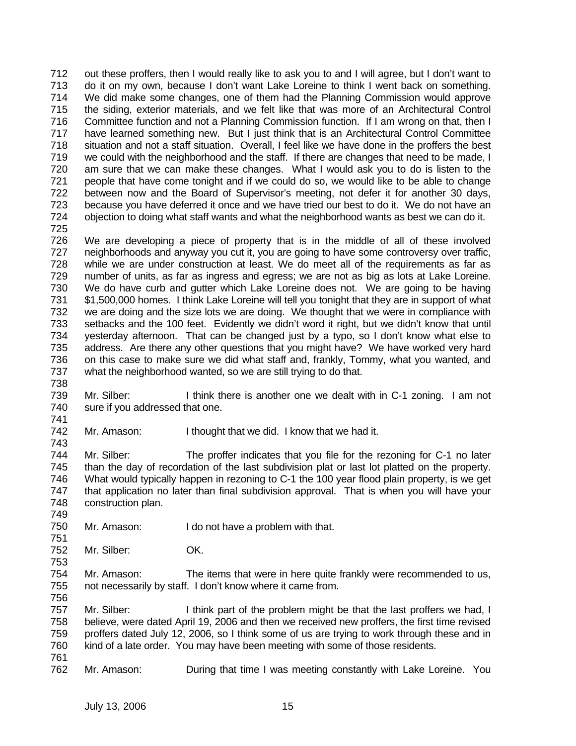out these proffers, then I would really like to ask you to and I will agree, but I don't want to do it on my own, because I don't want Lake Loreine to think I went back on something. We did make some changes, one of them had the Planning Commission would approve the siding, exterior materials, and we felt like that was more of an Architectural Control Committee function and not a Planning Commission function. If I am wrong on that, then I have learned something new. But I just think that is an Architectural Control Committee situation and not a staff situation. Overall, I feel like we have done in the proffers the best we could with the neighborhood and the staff. If there are changes that need to be made, I am sure that we can make these changes. What I would ask you to do is listen to the people that have come tonight and if we could do so, we would like to be able to change between now and the Board of Supervisor's meeting, not defer it for another 30 days, because you have deferred it once and we have tried our best to do it. We do not have an objection to doing what staff wants and what the neighborhood wants as best we can do it.

We are developing a piece of property that is in the middle of all of these involved neighborhoods and anyway you cut it, you are going to have some controversy over traffic, while we are under construction at least. We do meet all of the requirements as far as number of units, as far as ingress and egress; we are not as big as lots at Lake Loreine. We do have curb and gutter which Lake Loreine does not. We are going to be having $1,500,000 homes. I think Lake Loreine will tell you tonight that they are in support of what we are doing and the size lots we are doing. We thought that we were in compliance with setbacks and the 100 feet. Evidently we didn't word it right, but we didn't know that until yesterday afternoon. That can be changed just by a typo, so I don't know what else to address. Are there any other questions that you might have? We have worked very hard on this case to make sure we did what staff and, frankly, Tommy, what you wanted, and what the neighborhood wanted, so we are still trying to do that.

Mr. Silber: I think there is another one we dealt with in C-1 zoning. I am not sure if you addressed that one.

Mr. Amason: I thought that we did. I know that we had it.

Mr. Silber: The proffer indicates that you file for the rezoning for C-1 no later than the day of recordation of the last subdivision plat or last lot platted on the property. What would typically happen in rezoning to C-1 the 100 year flood plain property, is we get that application no later than final subdivision approval. That is when you will have your construction plan.

Mr. Amason: I do not have a problem with that.

Mr. Silber: OK.

Mr. Amason: The items that were in here quite frankly were recommended to us, not necessarily by staff. I don't know where it came from.

Mr. Silber: I think part of the problem might be that the last proffers we had, I believe, were dated April 19, 2006 and then we received new proffers, the first time revised proffers dated July 12, 2006, so I think some of us are trying to work through these and in kind of a late order. You may have been meeting with some of those residents.

Mr. Amason: During that time I was meeting constantly with Lake Loreine. You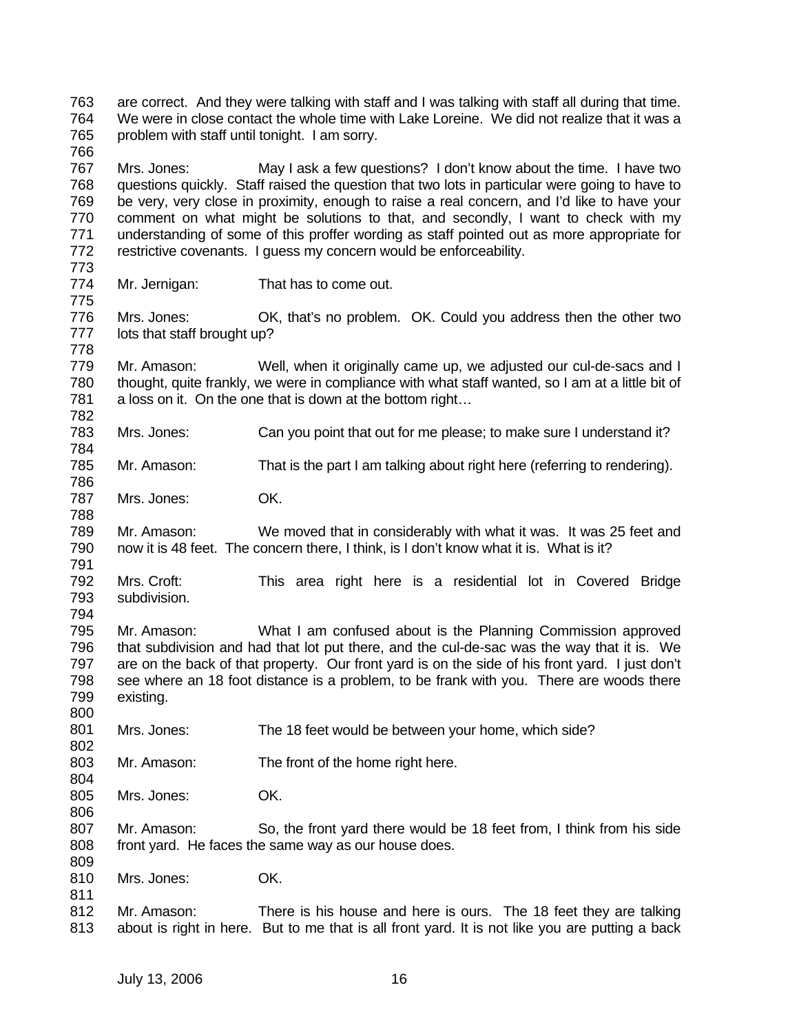are correct. And they were talking with staff and I was talking with staff all during that time. We were in close contact the whole time with Lake Loreine. We did not realize that it was a problem with staff until tonight. I am sorry.

Mrs. Jones: May I ask a few questions? I don't know about the time. I have two questions quickly. Staff raised the question that two lots in particular were going to have to be very, very close in proximity, enough to raise a real concern, and I'd like to have your comment on what might be solutions to that, and secondly, I want to check with my understanding of some of this proffer wording as staff pointed out as more appropriate for restrictive covenants. I guess my concern would be enforceability.

Mr. Jernigan: That has to come out.

Mrs. Jones: OK, that's no problem. OK. Could you address then the other two lots that staff brought up?

Mr. Amason: Well, when it originally came up, we adjusted our cul-de-sacs and I thought, quite frankly, we were in compliance with what staff wanted, so I am at a little bit of a loss on it. On the one that is down at the bottom right…

Mrs. Jones: Can you point that out for me please; to make sure I understand it?

Mr. Amason: That is the part I am talking about right here (referring to rendering).

Mrs. Jones: OK.

Mr. Amason: We moved that in considerably with what it was. It was 25 feet and now it is 48 feet. The concern there, I think, is I don't know what it is. What is it?

Mrs. Croft: This area right here is a residential lot in Covered Bridge subdivision.

Mr. Amason: What I am confused about is the Planning Commission approved that subdivision and had that lot put there, and the cul-de-sac was the way that it is. We are on the back of that property. Our front yard is on the side of his front yard. I just don't see where an 18 foot distance is a problem, to be frank with you. There are woods there existing.

Mrs. Jones: The 18 feet would be between your home, which side?

Mr. Amason: The front of the home right here.

Mrs. Jones: OK.

Mr. Amason: So, the front yard there would be 18 feet from, I think from his side front yard. He faces the same way as our house does.

Mrs. Jones: OK.

Mr. Amason: There is his house and here is ours. The 18 feet they are talking about is right in here. But to me that is all front yard. It is not like you are putting a back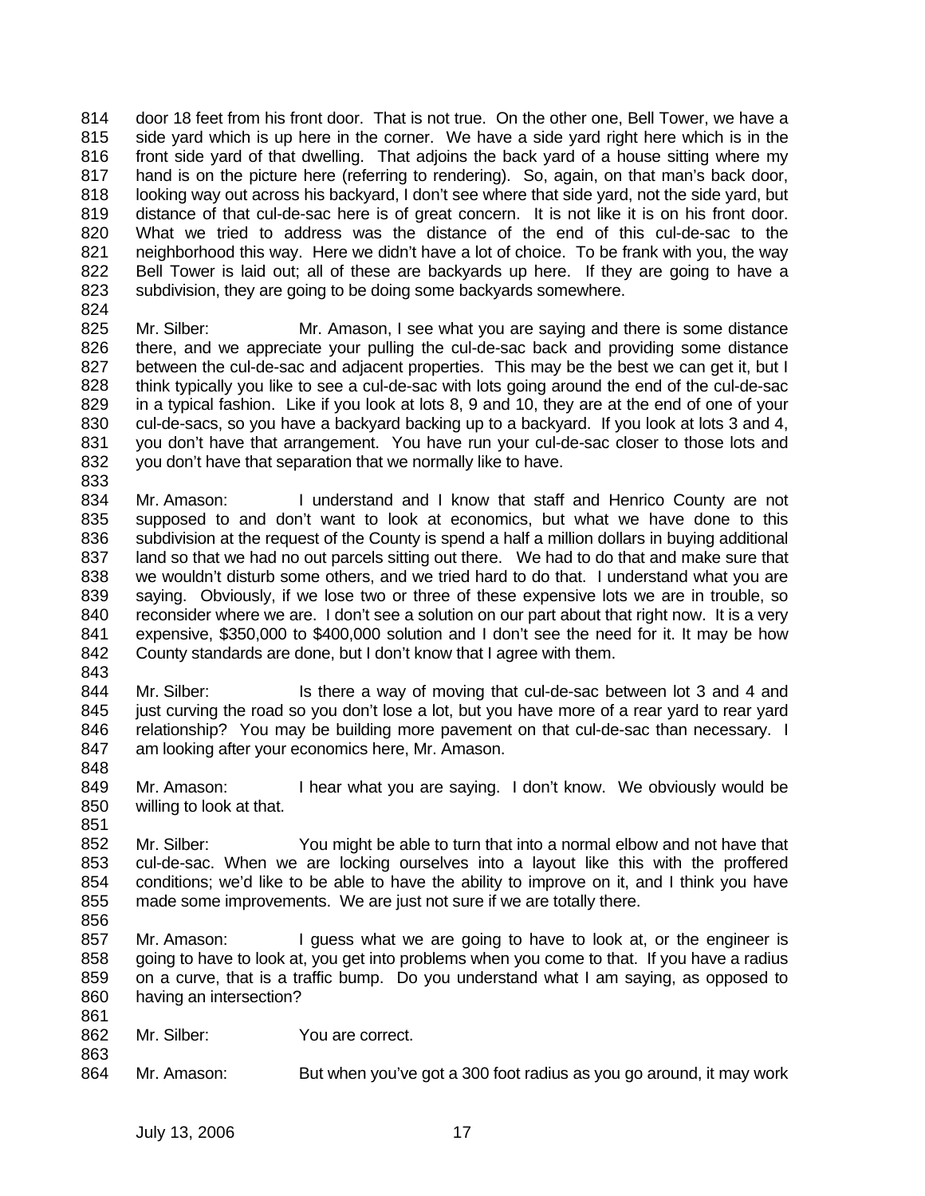door 18 feet from his front door. That is not true. On the other one, Bell Tower, we have a side yard which is up here in the corner. We have a side yard right here which is in the front side yard of that dwelling. That adjoins the back yard of a house sitting where my hand is on the picture here (referring to rendering). So, again, on that man's back door, looking way out across his backyard, I don't see where that side yard, not the side yard, but distance of that cul-de-sac here is of great concern. It is not like it is on his front door. What we tried to address was the distance of the end of this cul-de-sac to the neighborhood this way. Here we didn't have a lot of choice. To be frank with you, the way Bell Tower is laid out; all of these are backyards up here. If they are going to have a subdivision, they are going to be doing some backyards somewhere.

Mr. Silber: Mr. Amason, I see what you are saying and there is some distance there, and we appreciate your pulling the cul-de-sac back and providing some distance between the cul-de-sac and adjacent properties. This may be the best we can get it, but I think typically you like to see a cul-de-sac with lots going around the end of the cul-de-sac in a typical fashion. Like if you look at lots 8, 9 and 10, they are at the end of one of your cul-de-sacs, so you have a backyard backing up to a backyard. If you look at lots 3 and 4, you don't have that arrangement. You have run your cul-de-sac closer to those lots and you don't have that separation that we normally like to have.

Mr. Amason: I understand and I know that staff and Henrico County are not supposed to and don't want to look at economics, but what we have done to this subdivision at the request of the County is spend a half a million dollars in buying additional land so that we had no out parcels sitting out there. We had to do that and make sure that we wouldn't disturb some others, and we tried hard to do that. I understand what you are saying. Obviously, if we lose two or three of these expensive lots we are in trouble, so reconsider where we are. I don't see a solution on our part about that right now. It is a very expensive, $350,000 to $400,000 solution and I don't see the need for it. It may be how County standards are done, but I don't know that I agree with them.

Mr. Silber: Is there a way of moving that cul-de-sac between lot 3 and 4 and just curving the road so you don't lose a lot, but you have more of a rear yard to rear yard relationship? You may be building more pavement on that cul-de-sac than necessary. I am looking after your economics here, Mr. Amason.

Mr. Amason: I hear what you are saying. I don't know. We obviously would be willing to look at that.

Mr. Silber: You might be able to turn that into a normal elbow and not have that cul-de-sac. When we are locking ourselves into a layout like this with the proffered conditions; we'd like to be able to have the ability to improve on it, and I think you have made some improvements. We are just not sure if we are totally there.

Mr. Amason: I guess what we are going to have to look at, or the engineer is going to have to look at, you get into problems when you come to that. If you have a radius on a curve, that is a traffic bump. Do you understand what I am saying, as opposed to having an intersection?

Mr. Silber: You are correct.

Mr. Amason: But when you've got a 300 foot radius as you go around, it may work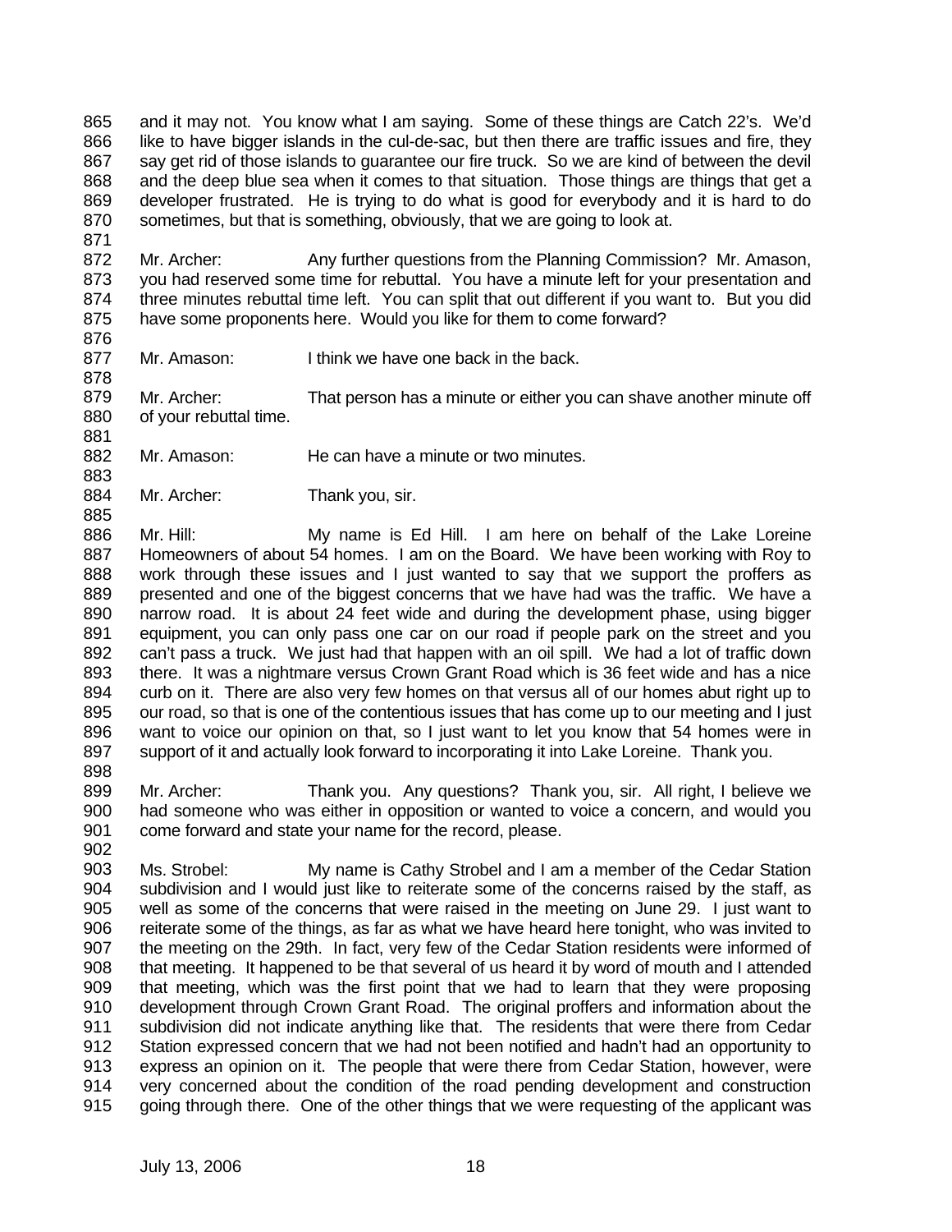865 and it may not. You know what I am saying. Some of these things are Catch 22's. We'd
866 like to have bigger islands in the cul-de-sac, but then there are traffic issues and fire, they
867 say get rid of those islands to guarantee our fire truck. So we are kind of between the devil
868 and the deep blue sea when it comes to that situation. Those things are things that get a
869 developer frustrated. He is trying to do what is good for everybody and it is hard to do
870 sometimes, but that is something, obviously, that we are going to look at.
871
872 Mr. Archer: Any further questions from the Planning Commission? Mr. Amason,
873 you had reserved some time for rebuttal. You have a minute left for your presentation and
874 three minutes rebuttal time left. You can split that out different if you want to. But you did
875 have some proponents here. Would you like for them to come forward?
876
877 Mr. Amason: I think we have one back in the back.
878
879 Mr. Archer: That person has a minute or either you can shave another minute off
880 of your rebuttal time.
881
882 Mr. Amason: He can have a minute or two minutes.
883
884 Mr. Archer: Thank you, sir.
885
886 Mr. Hill: My name is Ed Hill. I am here on behalf of the Lake Loreine
887 Homeowners of about 54 homes. I am on the Board. We have been working with Roy to
888 work through these issues and I just wanted to say that we support the proffers as
889 presented and one of the biggest concerns that we have had was the traffic. We have a
890 narrow road. It is about 24 feet wide and during the development phase, using bigger
891 equipment, you can only pass one car on our road if people park on the street and you
892 can't pass a truck. We just had that happen with an oil spill. We had a lot of traffic down
893 there. It was a nightmare versus Crown Grant Road which is 36 feet wide and has a nice
894 curb on it. There are also very few homes on that versus all of our homes abut right up to
895 our road, so that is one of the contentious issues that has come up to our meeting and I just
896 want to voice our opinion on that, so I just want to let you know that 54 homes were in
897 support of it and actually look forward to incorporating it into Lake Loreine. Thank you.
898
899 Mr. Archer: Thank you. Any questions? Thank you, sir. All right, I believe we
900 had someone who was either in opposition or wanted to voice a concern, and would you
901 come forward and state your name for the record, please.
902
903 Ms. Strobel: My name is Cathy Strobel and I am a member of the Cedar Station
904 subdivision and I would just like to reiterate some of the concerns raised by the staff, as
905 well as some of the concerns that were raised in the meeting on June 29. I just want to
906 reiterate some of the things, as far as what we have heard here tonight, who was invited to
907 the meeting on the 29th. In fact, very few of the Cedar Station residents were informed of
908 that meeting. It happened to be that several of us heard it by word of mouth and I attended
909 that meeting, which was the first point that we had to learn that they were proposing
910 development through Crown Grant Road. The original proffers and information about the
911 subdivision did not indicate anything like that. The residents that were there from Cedar
912 Station expressed concern that we had not been notified and hadn't had an opportunity to
913 express an opinion on it. The people that were there from Cedar Station, however, were
914 very concerned about the condition of the road pending development and construction
915 going through there. One of the other things that we were requesting of the applicant was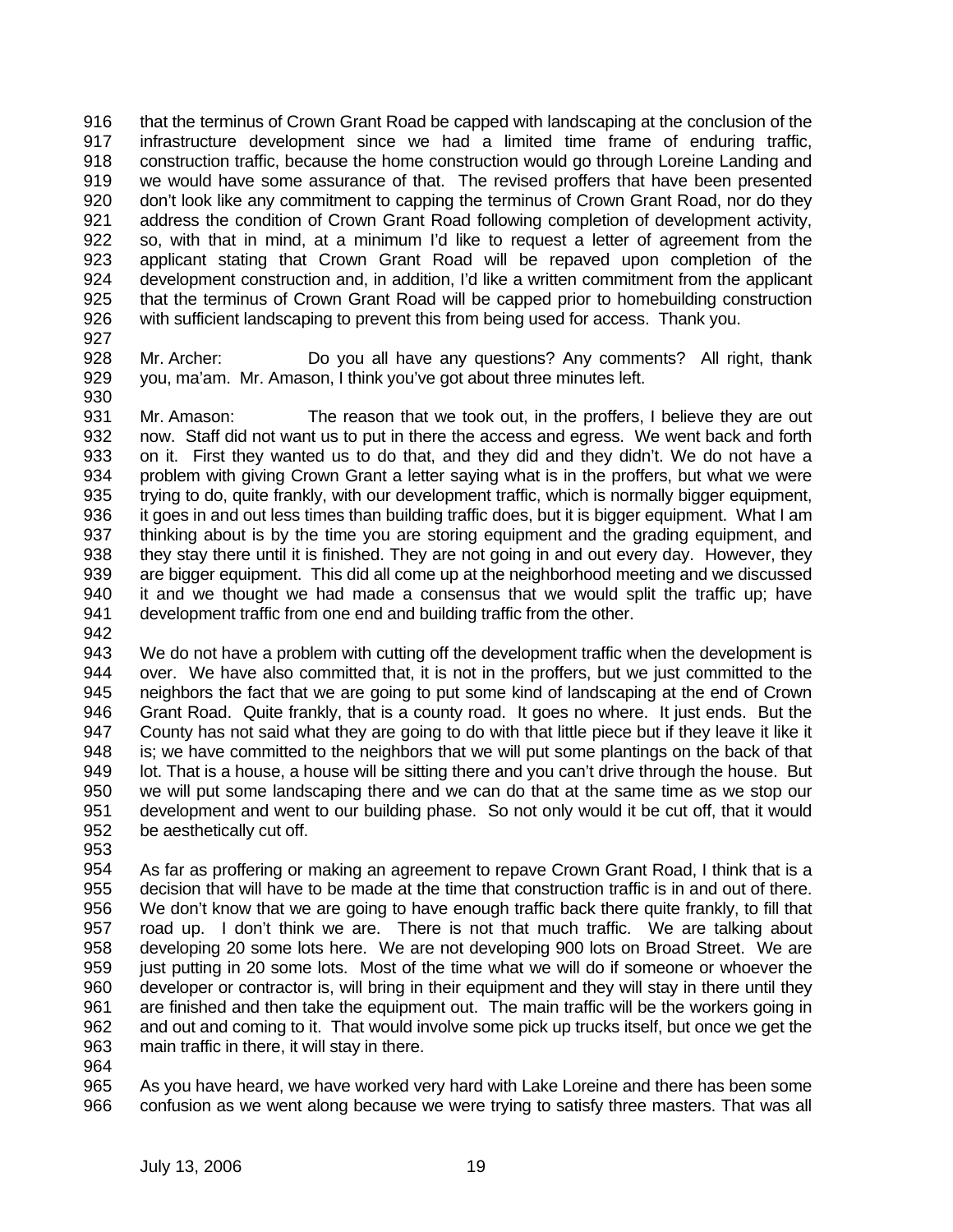916 that the terminus of Crown Grant Road be capped with landscaping at the conclusion of the
917 infrastructure development since we had a limited time frame of enduring traffic,
918 construction traffic, because the home construction would go through Loreine Landing and
919 we would have some assurance of that. The revised proffers that have been presented
920 don't look like any commitment to capping the terminus of Crown Grant Road, nor do they
921 address the condition of Crown Grant Road following completion of development activity,
922 so, with that in mind, at a minimum I'd like to request a letter of agreement from the
923 applicant stating that Crown Grant Road will be repaved upon completion of the
924 development construction and, in addition, I'd like a written commitment from the applicant
925 that the terminus of Crown Grant Road will be capped prior to homebuilding construction
926 with sufficient landscaping to prevent this from being used for access. Thank you.
927
928 Mr. Archer: Do you all have any questions? Any comments? All right, thank
929 you, ma'am. Mr. Amason, I think you've got about three minutes left.
930
931 Mr. Amason: The reason that we took out, in the proffers, I believe they are out
932 now. Staff did not want us to put in there the access and egress. We went back and forth
933 on it. First they wanted us to do that, and they did and they didn't. We do not have a
934 problem with giving Crown Grant a letter saying what is in the proffers, but what we were
935 trying to do, quite frankly, with our development traffic, which is normally bigger equipment,
936 it goes in and out less times than building traffic does, but it is bigger equipment. What I am
937 thinking about is by the time you are storing equipment and the grading equipment, and
938 they stay there until it is finished. They are not going in and out every day. However, they
939 are bigger equipment. This did all come up at the neighborhood meeting and we discussed
940 it and we thought we had made a consensus that we would split the traffic up; have
941 development traffic from one end and building traffic from the other.
942
943 We do not have a problem with cutting off the development traffic when the development is
944 over. We have also committed that, it is not in the proffers, but we just committed to the
945 neighbors the fact that we are going to put some kind of landscaping at the end of Crown
946 Grant Road. Quite frankly, that is a county road. It goes no where. It just ends. But the
947 County has not said what they are going to do with that little piece but if they leave it like it
948 is; we have committed to the neighbors that we will put some plantings on the back of that
949 lot. That is a house, a house will be sitting there and you can't drive through the house. But
950 we will put some landscaping there and we can do that at the same time as we stop our
951 development and went to our building phase. So not only would it be cut off, that it would
952 be aesthetically cut off.
953
954 As far as proffering or making an agreement to repave Crown Grant Road, I think that is a
955 decision that will have to be made at the time that construction traffic is in and out of there.
956 We don't know that we are going to have enough traffic back there quite frankly, to fill that
957 road up. I don't think we are. There is not that much traffic. We are talking about
958 developing 20 some lots here. We are not developing 900 lots on Broad Street. We are
959 just putting in 20 some lots. Most of the time what we will do if someone or whoever the
960 developer or contractor is, will bring in their equipment and they will stay in there until they
961 are finished and then take the equipment out. The main traffic will be the workers going in
962 and out and coming to it. That would involve some pick up trucks itself, but once we get the
963 main traffic in there, it will stay in there.
964
965 As you have heard, we have worked very hard with Lake Loreine and there has been some
966 confusion as we went along because we were trying to satisfy three masters. That was all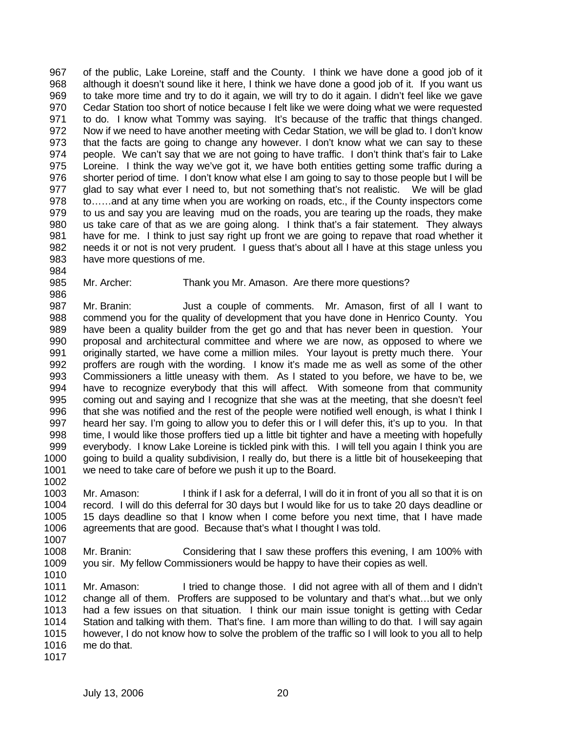of the public, Lake Loreine, staff and the County. I think we have done a good job of it although it doesn't sound like it here, I think we have done a good job of it. If you want us to take more time and try to do it again, we will try to do it again. I didn't feel like we gave Cedar Station too short of notice because I felt like we were doing what we were requested to do. I know what Tommy was saying. It's because of the traffic that things changed. Now if we need to have another meeting with Cedar Station, we will be glad to. I don't know that the facts are going to change any however. I don't know what we can say to these people. We can't say that we are not going to have traffic. I don't think that's fair to Lake Loreine. I think the way we've got it, we have both entities getting some traffic during a shorter period of time. I don't know what else I am going to say to those people but I will be glad to say what ever I need to, but not something that's not realistic. We will be glad to……and at any time when you are working on roads, etc., if the County inspectors come to us and say you are leaving mud on the roads, you are tearing up the roads, they make us take care of that as we are going along. I think that's a fair statement. They always have for me. I think to just say right up front we are going to repave that road whether it needs it or not is not very prudent. I guess that's about all I have at this stage unless you have more questions of me.

Mr. Archer: Thank you Mr. Amason. Are there more questions?

Mr. Branin: Just a couple of comments. Mr. Amason, first of all I want to commend you for the quality of development that you have done in Henrico County. You have been a quality builder from the get go and that has never been in question. Your proposal and architectural committee and where we are now, as opposed to where we originally started, we have come a million miles. Your layout is pretty much there. Your proffers are rough with the wording. I know it's made me as well as some of the other Commissioners a little uneasy with them. As I stated to you before, we have to be, we have to recognize everybody that this will affect. With someone from that community coming out and saying and I recognize that she was at the meeting, that she doesn't feel that she was notified and the rest of the people were notified well enough, is what I think I heard her say. I'm going to allow you to defer this or I will defer this, it's up to you. In that time, I would like those proffers tied up a little bit tighter and have a meeting with hopefully everybody. I know Lake Loreine is tickled pink with this. I will tell you again I think you are going to build a quality subdivision, I really do, but there is a little bit of housekeeping that we need to take care of before we push it up to the Board.

Mr. Amason: I think if I ask for a deferral, I will do it in front of you all so that it is on record. I will do this deferral for 30 days but I would like for us to take 20 days deadline or 15 days deadline so that I know when I come before you next time, that I have made agreements that are good. Because that's what I thought I was told.

Mr. Branin: Considering that I saw these proffers this evening, I am 100% with you sir. My fellow Commissioners would be happy to have their copies as well.

Mr. Amason: I tried to change those. I did not agree with all of them and I didn't change all of them. Proffers are supposed to be voluntary and that's what…but we only had a few issues on that situation. I think our main issue tonight is getting with Cedar Station and talking with them. That's fine. I am more than willing to do that. I will say again however, I do not know how to solve the problem of the traffic so I will look to you all to help me do that.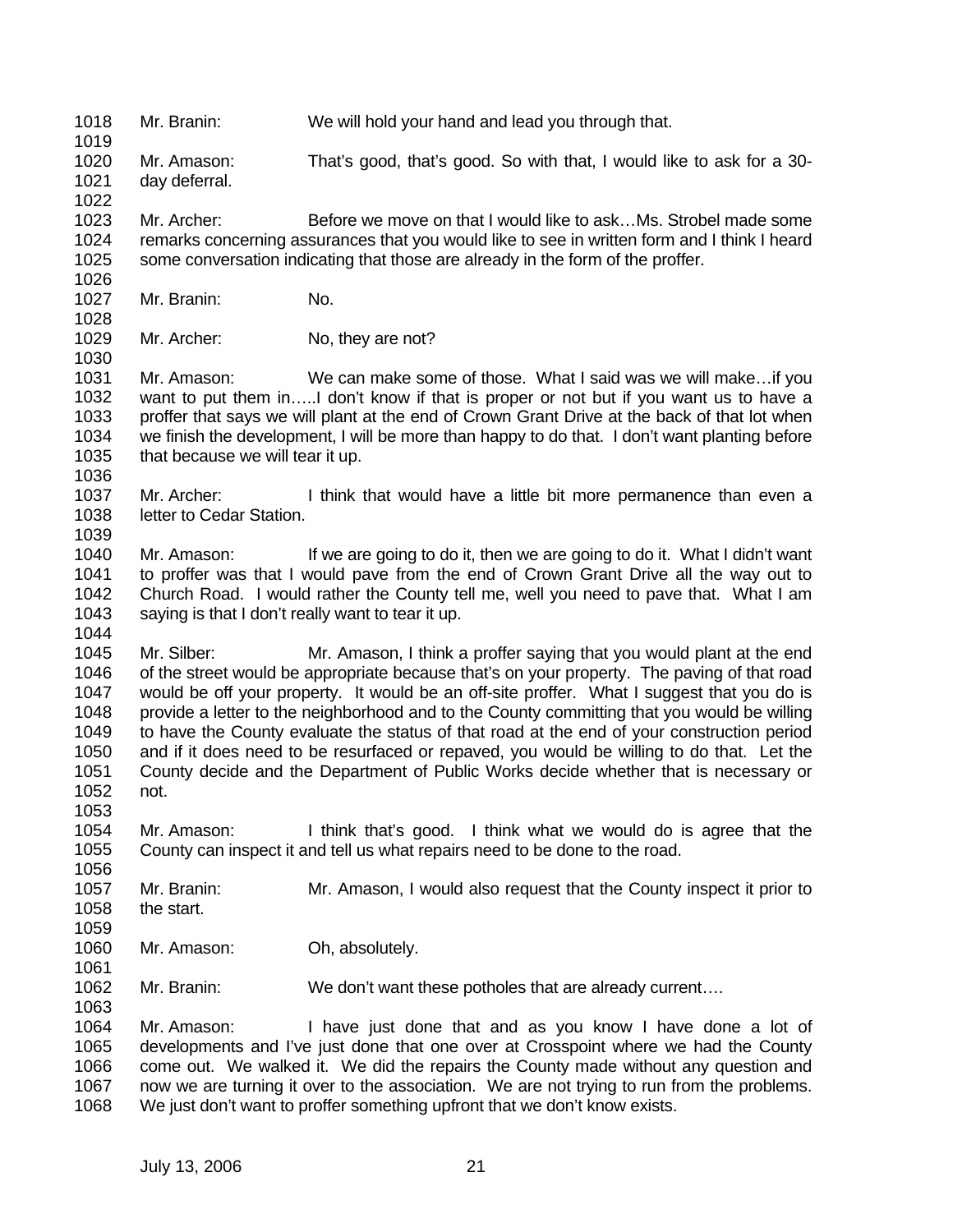Mr. Branin: We will hold your hand and lead you through that.

Mr. Amason: That's good, that's good. So with that, I would like to ask for a 30-day deferral.

Mr. Archer: Before we move on that I would like to ask…Ms. Strobel made some remarks concerning assurances that you would like to see in written form and I think I heard some conversation indicating that those are already in the form of the proffer.

Mr. Branin: No.

Mr. Archer: No, they are not?

Mr. Amason: We can make some of those. What I said was we will make…if you want to put them in…..I don't know if that is proper or not but if you want us to have a proffer that says we will plant at the end of Crown Grant Drive at the back of that lot when we finish the development, I will be more than happy to do that. I don't want planting before that because we will tear it up.

Mr. Archer: I think that would have a little bit more permanence than even a letter to Cedar Station.

Mr. Amason: If we are going to do it, then we are going to do it. What I didn't want to proffer was that I would pave from the end of Crown Grant Drive all the way out to Church Road. I would rather the County tell me, well you need to pave that. What I am saying is that I don't really want to tear it up.

Mr. Silber: Mr. Amason, I think a proffer saying that you would plant at the end of the street would be appropriate because that's on your property. The paving of that road would be off your property. It would be an off-site proffer. What I suggest that you do is provide a letter to the neighborhood and to the County committing that you would be willing to have the County evaluate the status of that road at the end of your construction period and if it does need to be resurfaced or repaved, you would be willing to do that. Let the County decide and the Department of Public Works decide whether that is necessary or not.

Mr. Amason: I think that's good. I think what we would do is agree that the County can inspect it and tell us what repairs need to be done to the road.

Mr. Branin: Mr. Amason, I would also request that the County inspect it prior to the start.

Mr. Amason: Oh, absolutely.

Mr. Branin: We don't want these potholes that are already current….

Mr. Amason: I have just done that and as you know I have done a lot of developments and I've just done that one over at Crosspoint where we had the County come out. We walked it. We did the repairs the County made without any question and now we are turning it over to the association. We are not trying to run from the problems. We just don't want to proffer something upfront that we don't know exists.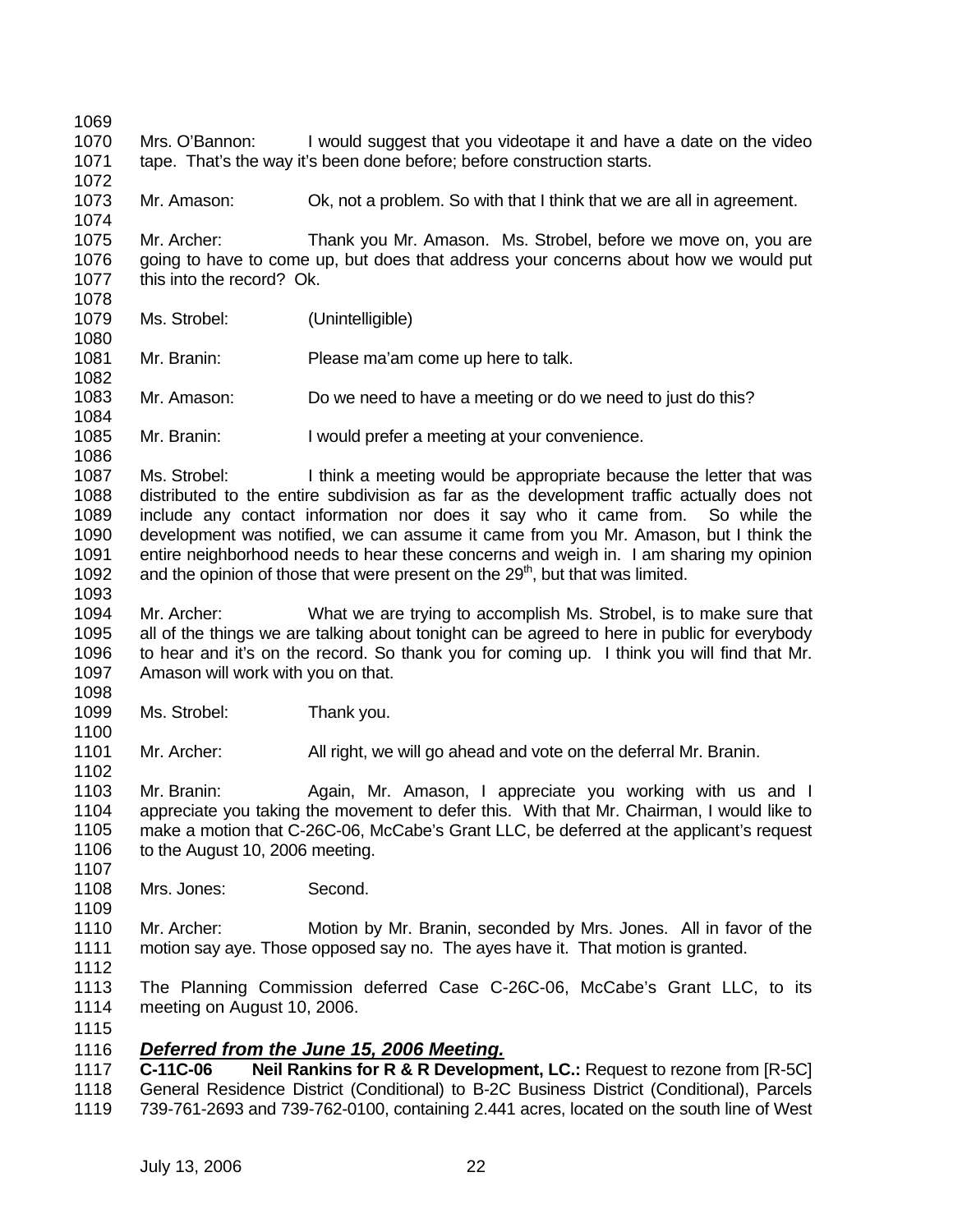Mrs. O'Bannon: I would suggest that you videotape it and have a date on the video tape. That's the way it's been done before; before construction starts.

Mr. Amason: Ok, not a problem. So with that I think that we are all in agreement.

Mr. Archer: Thank you Mr. Amason. Ms. Strobel, before we move on, you are going to have to come up, but does that address your concerns about how we would put this into the record? Ok.

Ms. Strobel: (Unintelligible)

Mr. Branin: Please ma'am come up here to talk.

Mr. Amason: Do we need to have a meeting or do we need to just do this?

Mr. Branin: I would prefer a meeting at your convenience.

Ms. Strobel: I think a meeting would be appropriate because the letter that was distributed to the entire subdivision as far as the development traffic actually does not include any contact information nor does it say who it came from. So while the development was notified, we can assume it came from you Mr. Amason, but I think the entire neighborhood needs to hear these concerns and weigh in. I am sharing my opinion and the opinion of those that were present on the 29th, but that was limited.

Mr. Archer: What we are trying to accomplish Ms. Strobel, is to make sure that all of the things we are talking about tonight can be agreed to here in public for everybody to hear and it's on the record. So thank you for coming up. I think you will find that Mr. Amason will work with you on that.

Ms. Strobel: Thank you.

Mr. Archer: All right, we will go ahead and vote on the deferral Mr. Branin.

Mr. Branin: Again, Mr. Amason, I appreciate you working with us and I appreciate you taking the movement to defer this. With that Mr. Chairman, I would like to make a motion that C-26C-06, McCabe's Grant LLC, be deferred at the applicant's request to the August 10, 2006 meeting.

Mrs. Jones: Second.

Mr. Archer: Motion by Mr. Branin, seconded by Mrs. Jones. All in favor of the motion say aye. Those opposed say no. The ayes have it. That motion is granted.

The Planning Commission deferred Case C-26C-06, McCabe's Grant LLC, to its meeting on August 10, 2006.

***Deferred from the June 15, 2006 Meeting.***

**C-11C-06 Neil Rankins for R & R Development, LC.:** Request to rezone from [R-5C] General Residence District (Conditional) to B-2C Business District (Conditional), Parcels 739-761-2693 and 739-762-0100, containing 2.441 acres, located on the south line of West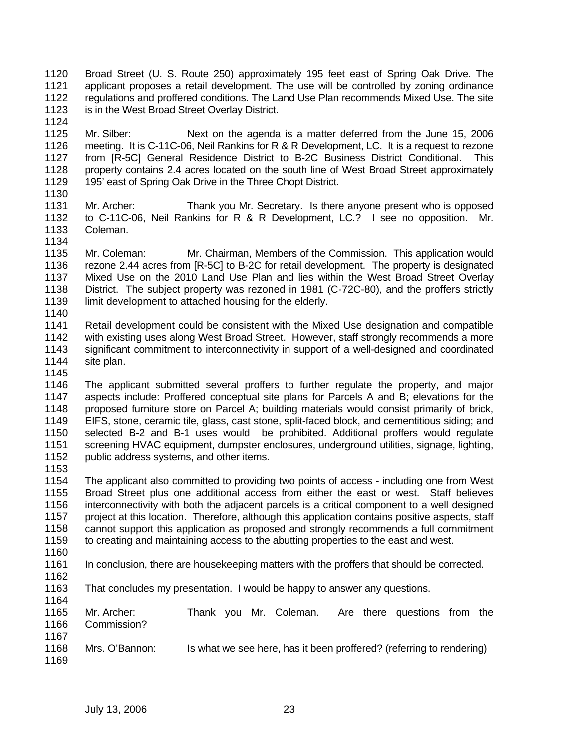Broad Street (U. S. Route 250) approximately 195 feet east of Spring Oak Drive. The applicant proposes a retail development. The use will be controlled by zoning ordinance regulations and proffered conditions. The Land Use Plan recommends Mixed Use. The site is in the West Broad Street Overlay District.

Mr. Silber: Next on the agenda is a matter deferred from the June 15, 2006 meeting. It is C-11C-06, Neil Rankins for R & R Development, LC. It is a request to rezone from [R-5C] General Residence District to B-2C Business District Conditional. This property contains 2.4 acres located on the south line of West Broad Street approximately 195' east of Spring Oak Drive in the Three Chopt District.

Mr. Archer: Thank you Mr. Secretary. Is there anyone present who is opposed to C-11C-06, Neil Rankins for R & R Development, LC.? I see no opposition. Mr. Coleman.

Mr. Coleman: Mr. Chairman, Members of the Commission. This application would rezone 2.44 acres from [R-5C] to B-2C for retail development. The property is designated Mixed Use on the 2010 Land Use Plan and lies within the West Broad Street Overlay District. The subject property was rezoned in 1981 (C-72C-80), and the proffers strictly limit development to attached housing for the elderly.

Retail development could be consistent with the Mixed Use designation and compatible with existing uses along West Broad Street. However, staff strongly recommends a more significant commitment to interconnectivity in support of a well-designed and coordinated site plan.

The applicant submitted several proffers to further regulate the property, and major aspects include: Proffered conceptual site plans for Parcels A and B; elevations for the proposed furniture store on Parcel A; building materials would consist primarily of brick, EIFS, stone, ceramic tile, glass, cast stone, split-faced block, and cementitious siding; and selected B-2 and B-1 uses would be prohibited. Additional proffers would regulate screening HVAC equipment, dumpster enclosures, underground utilities, signage, lighting, public address systems, and other items.

The applicant also committed to providing two points of access - including one from West Broad Street plus one additional access from either the east or west. Staff believes interconnectivity with both the adjacent parcels is a critical component to a well designed project at this location. Therefore, although this application contains positive aspects, staff cannot support this application as proposed and strongly recommends a full commitment to creating and maintaining access to the abutting properties to the east and west.

In conclusion, there are housekeeping matters with the proffers that should be corrected.

That concludes my presentation. I would be happy to answer any questions.

Mr. Archer: Thank you Mr. Coleman. Are there questions from the Commission?

Mrs. O'Bannon: Is what we see here, has it been proffered? (referring to rendering)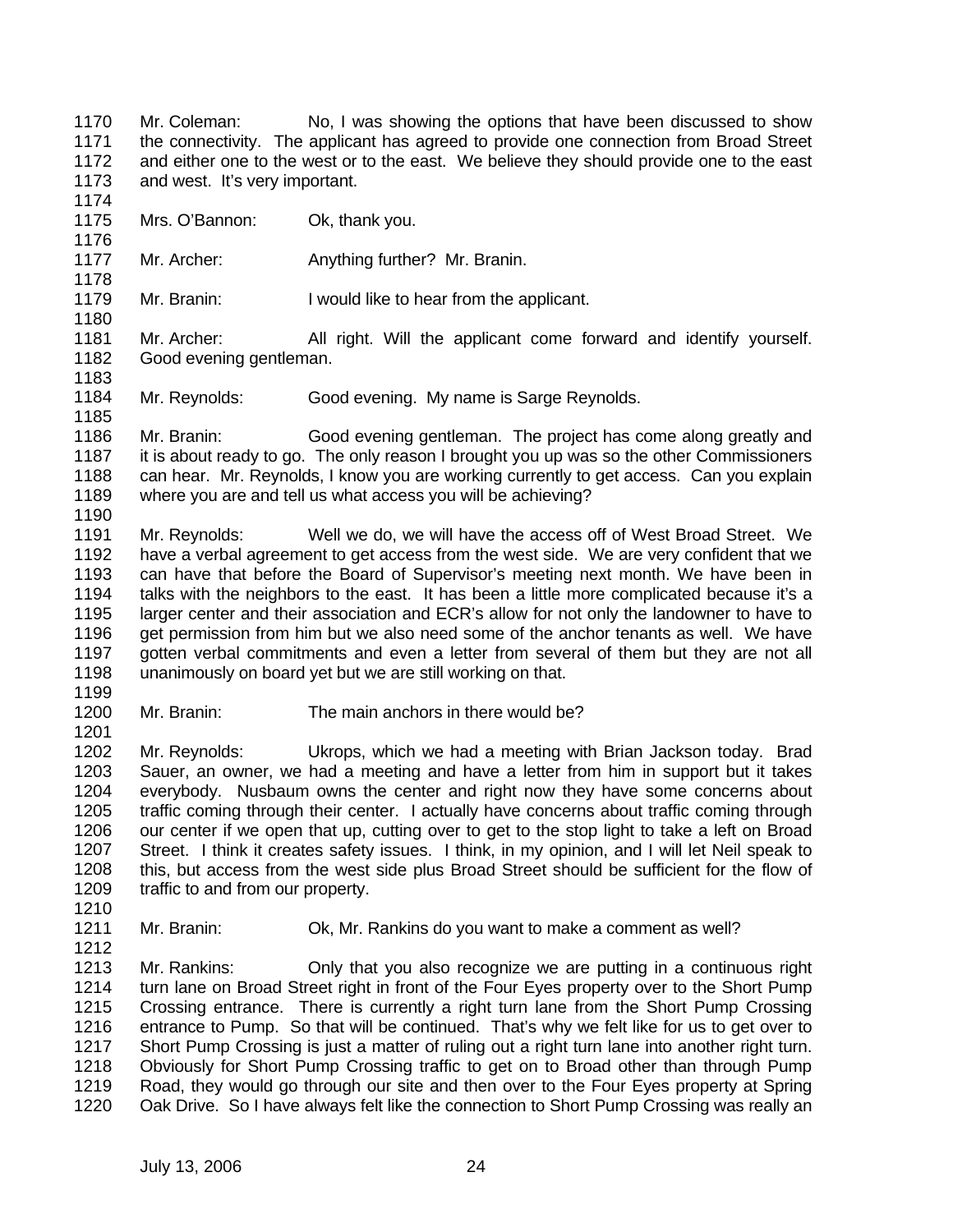1170 Mr. Coleman: No, I was showing the options that have been discussed to show
1171 the connectivity. The applicant has agreed to provide one connection from Broad Street
1172 and either one to the west or to the east. We believe they should provide one to the east
1173 and west. It's very important.
1174
1175 Mrs. O'Bannon: Ok, thank you.
1176
1177 Mr. Archer: Anything further? Mr. Branin.
1178
1179 Mr. Branin: I would like to hear from the applicant.
1180
1181 Mr. Archer: All right. Will the applicant come forward and identify yourself.
1182 Good evening gentleman.
1183
1184 Mr. Reynolds: Good evening. My name is Sarge Reynolds.
1185
1186 Mr. Branin: Good evening gentleman. The project has come along greatly and
1187 it is about ready to go. The only reason I brought you up was so the other Commissioners
1188 can hear. Mr. Reynolds, I know you are working currently to get access. Can you explain
1189 where you are and tell us what access you will be achieving?
1190
1191 Mr. Reynolds: Well we do, we will have the access off of West Broad Street. We
1192 have a verbal agreement to get access from the west side. We are very confident that we
1193 can have that before the Board of Supervisor's meeting next month. We have been in
1194 talks with the neighbors to the east. It has been a little more complicated because it's a
1195 larger center and their association and ECR's allow for not only the landowner to have to
1196 get permission from him but we also need some of the anchor tenants as well. We have
1197 gotten verbal commitments and even a letter from several of them but they are not all
1198 unanimously on board yet but we are still working on that.
1199
1200 Mr. Branin: The main anchors in there would be?
1201
1202 Mr. Reynolds: Ukrops, which we had a meeting with Brian Jackson today. Brad
1203 Sauer, an owner, we had a meeting and have a letter from him in support but it takes
1204 everybody. Nusbaum owns the center and right now they have some concerns about
1205 traffic coming through their center. I actually have concerns about traffic coming through
1206 our center if we open that up, cutting over to get to the stop light to take a left on Broad
1207 Street. I think it creates safety issues. I think, in my opinion, and I will let Neil speak to
1208 this, but access from the west side plus Broad Street should be sufficient for the flow of
1209 traffic to and from our property.
1210
1211 Mr. Branin: Ok, Mr. Rankins do you want to make a comment as well?
1212
1213 Mr. Rankins: Only that you also recognize we are putting in a continuous right
1214 turn lane on Broad Street right in front of the Four Eyes property over to the Short Pump
1215 Crossing entrance. There is currently a right turn lane from the Short Pump Crossing
1216 entrance to Pump. So that will be continued. That's why we felt like for us to get over to
1217 Short Pump Crossing is just a matter of ruling out a right turn lane into another right turn.
1218 Obviously for Short Pump Crossing traffic to get on to Broad other than through Pump
1219 Road, they would go through our site and then over to the Four Eyes property at Spring
1220 Oak Drive. So I have always felt like the connection to Short Pump Crossing was really an

July 13, 2006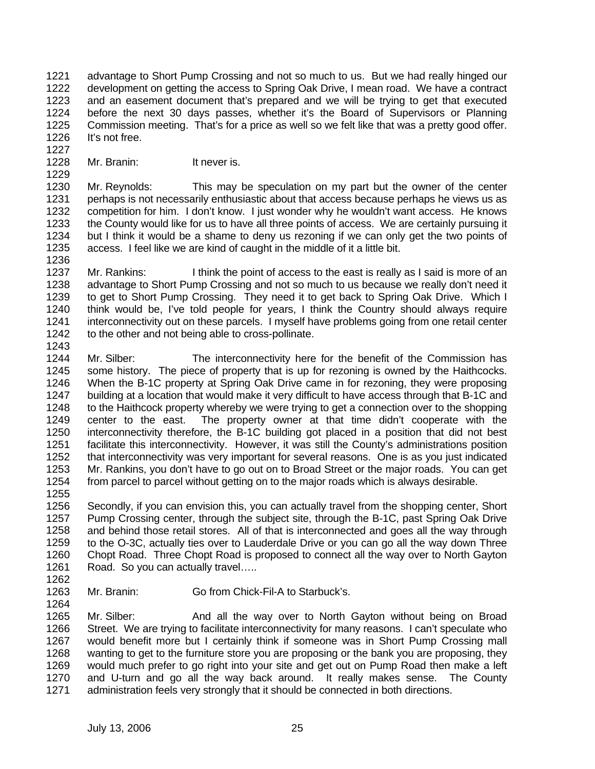advantage to Short Pump Crossing and not so much to us. But we had really hinged our development on getting the access to Spring Oak Drive, I mean road. We have a contract and an easement document that's prepared and we will be trying to get that executed before the next 30 days passes, whether it's the Board of Supervisors or Planning Commission meeting. That's for a price as well so we felt like that was a pretty good offer. It's not free.

Mr. Branin: It never is.

Mr. Reynolds: This may be speculation on my part but the owner of the center perhaps is not necessarily enthusiastic about that access because perhaps he views us as competition for him. I don't know. I just wonder why he wouldn't want access. He knows the County would like for us to have all three points of access. We are certainly pursuing it but I think it would be a shame to deny us rezoning if we can only get the two points of access. I feel like we are kind of caught in the middle of it a little bit.

Mr. Rankins: I think the point of access to the east is really as I said is more of an advantage to Short Pump Crossing and not so much to us because we really don't need it to get to Short Pump Crossing. They need it to get back to Spring Oak Drive. Which I think would be, I've told people for years, I think the Country should always require interconnectivity out on these parcels. I myself have problems going from one retail center to the other and not being able to cross-pollinate.

Mr. Silber: The interconnectivity here for the benefit of the Commission has some history. The piece of property that is up for rezoning is owned by the Haithcocks. When the B-1C property at Spring Oak Drive came in for rezoning, they were proposing building at a location that would make it very difficult to have access through that B-1C and to the Haithcock property whereby we were trying to get a connection over to the shopping center to the east. The property owner at that time didn't cooperate with the interconnectivity therefore, the B-1C building got placed in a position that did not best facilitate this interconnectivity. However, it was still the County's administrations position that interconnectivity was very important for several reasons. One is as you just indicated Mr. Rankins, you don't have to go out on to Broad Street or the major roads. You can get from parcel to parcel without getting on to the major roads which is always desirable.

Secondly, if you can envision this, you can actually travel from the shopping center, Short Pump Crossing center, through the subject site, through the B-1C, past Spring Oak Drive and behind those retail stores. All of that is interconnected and goes all the way through to the O-3C, actually ties over to Lauderdale Drive or you can go all the way down Three Chopt Road. Three Chopt Road is proposed to connect all the way over to North Gayton Road. So you can actually travel…..

Mr. Branin: Go from Chick-Fil-A to Starbuck's.

Mr. Silber: And all the way over to North Gayton without being on Broad Street. We are trying to facilitate interconnectivity for many reasons. I can't speculate who would benefit more but I certainly think if someone was in Short Pump Crossing mall wanting to get to the furniture store you are proposing or the bank you are proposing, they would much prefer to go right into your site and get out on Pump Road then make a left and U-turn and go all the way back around. It really makes sense. The County administration feels very strongly that it should be connected in both directions.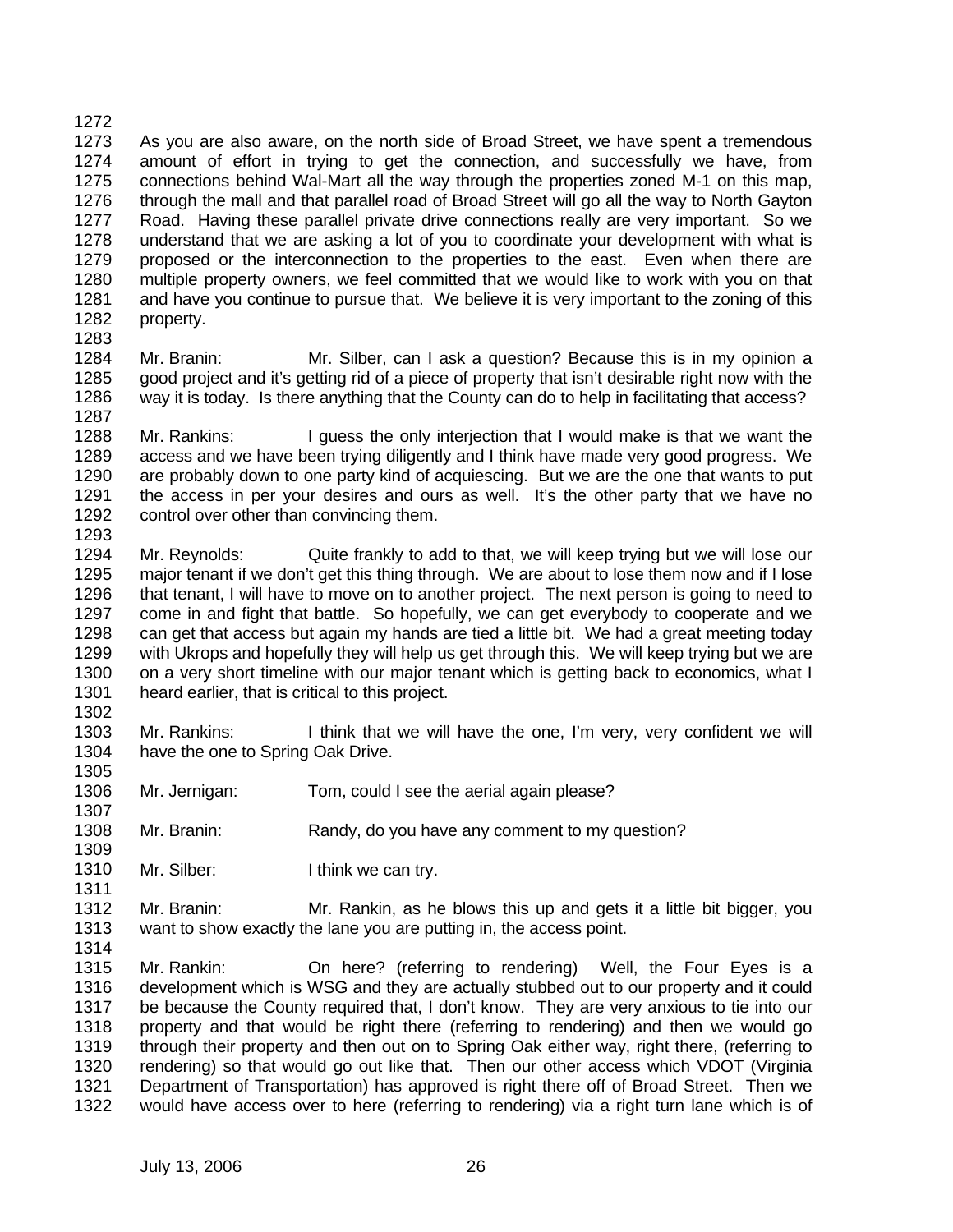As you are also aware, on the north side of Broad Street, we have spent a tremendous amount of effort in trying to get the connection, and successfully we have, from connections behind Wal-Mart all the way through the properties zoned M-1 on this map, through the mall and that parallel road of Broad Street will go all the way to North Gayton Road. Having these parallel private drive connections really are very important. So we understand that we are asking a lot of you to coordinate your development with what is proposed or the interconnection to the properties to the east. Even when there are multiple property owners, we feel committed that we would like to work with you on that and have you continue to pursue that. We believe it is very important to the zoning of this property.

Mr. Branin: Mr. Silber, can I ask a question? Because this is in my opinion a good project and it's getting rid of a piece of property that isn't desirable right now with the way it is today. Is there anything that the County can do to help in facilitating that access?

Mr. Rankins: I guess the only interjection that I would make is that we want the access and we have been trying diligently and I think have made very good progress. We are probably down to one party kind of acquiescing. But we are the one that wants to put the access in per your desires and ours as well. It's the other party that we have no control over other than convincing them.

Mr. Reynolds: Quite frankly to add to that, we will keep trying but we will lose our major tenant if we don't get this thing through. We are about to lose them now and if I lose that tenant, I will have to move on to another project. The next person is going to need to come in and fight that battle. So hopefully, we can get everybody to cooperate and we can get that access but again my hands are tied a little bit. We had a great meeting today with Ukrops and hopefully they will help us get through this. We will keep trying but we are on a very short timeline with our major tenant which is getting back to economics, what I heard earlier, that is critical to this project.

Mr. Rankins: I think that we will have the one, I'm very, very confident we will have the one to Spring Oak Drive.

Mr. Jernigan: Tom, could I see the aerial again please?

Mr. Branin: Randy, do you have any comment to my question?

Mr. Silber: I think we can try.

Mr. Branin: Mr. Rankin, as he blows this up and gets it a little bit bigger, you want to show exactly the lane you are putting in, the access point.

Mr. Rankin: On here? (referring to rendering) Well, the Four Eyes is a development which is WSG and they are actually stubbed out to our property and it could be because the County required that, I don't know. They are very anxious to tie into our property and that would be right there (referring to rendering) and then we would go through their property and then out on to Spring Oak either way, right there, (referring to rendering) so that would go out like that. Then our other access which VDOT (Virginia Department of Transportation) has approved is right there off of Broad Street. Then we would have access over to here (referring to rendering) via a right turn lane which is of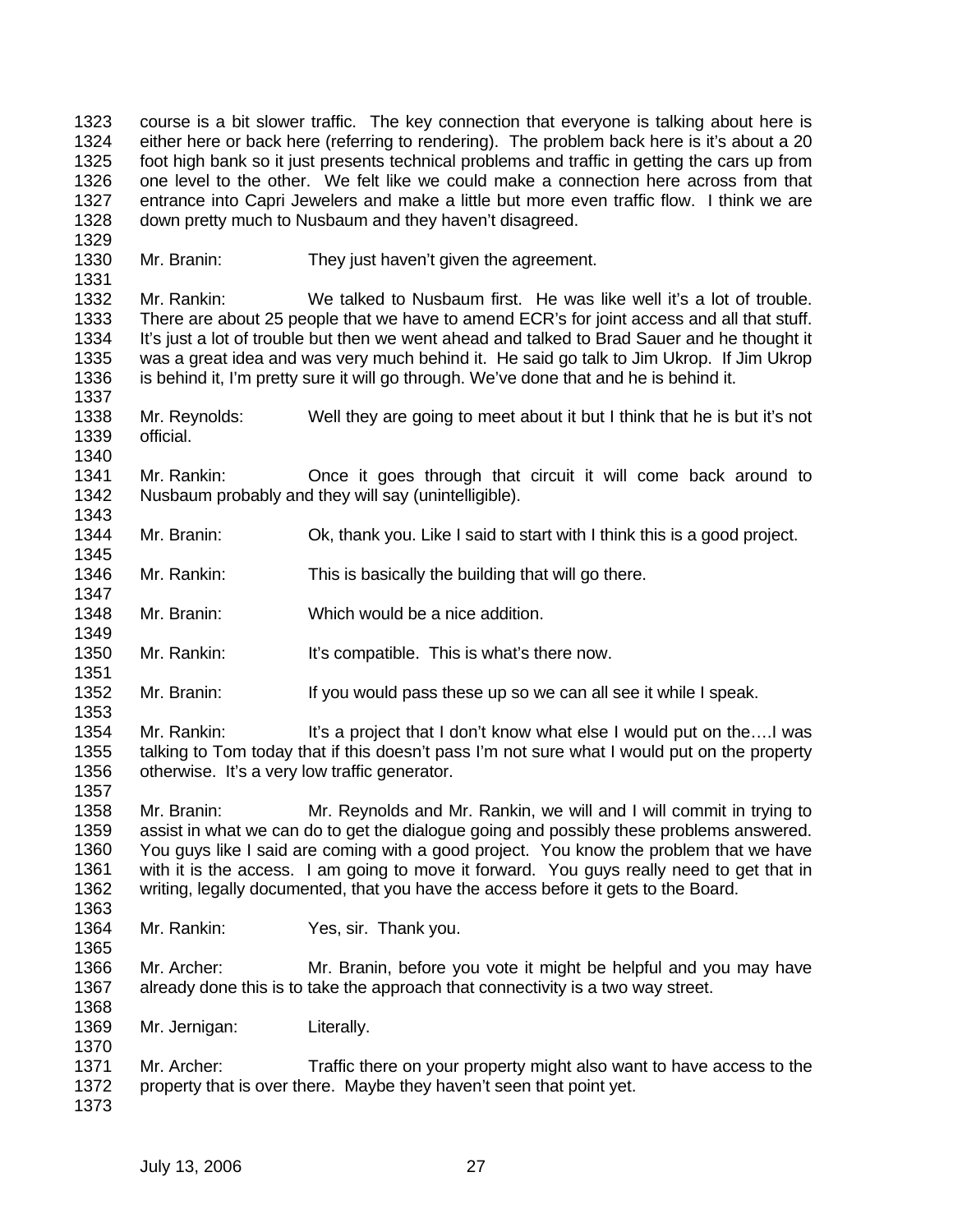course is a bit slower traffic. The key connection that everyone is talking about here is either here or back here (referring to rendering). The problem back here is it's about a 20 foot high bank so it just presents technical problems and traffic in getting the cars up from one level to the other. We felt like we could make a connection here across from that entrance into Capri Jewelers and make a little but more even traffic flow. I think we are down pretty much to Nusbaum and they haven't disagreed.

Mr. Branin: They just haven't given the agreement.

Mr. Rankin: We talked to Nusbaum first. He was like well it's a lot of trouble. There are about 25 people that we have to amend ECR's for joint access and all that stuff. It's just a lot of trouble but then we went ahead and talked to Brad Sauer and he thought it was a great idea and was very much behind it. He said go talk to Jim Ukrop. If Jim Ukrop is behind it, I'm pretty sure it will go through. We've done that and he is behind it.

Mr. Reynolds: Well they are going to meet about it but I think that he is but it's not official.

Mr. Rankin: Once it goes through that circuit it will come back around to Nusbaum probably and they will say (unintelligible).

Mr. Branin: Ok, thank you. Like I said to start with I think this is a good project.

Mr. Rankin: This is basically the building that will go there.

Mr. Branin: Which would be a nice addition.

Mr. Rankin: It's compatible. This is what's there now.

Mr. Branin: If you would pass these up so we can all see it while I speak.

Mr. Rankin: It's a project that I don't know what else I would put on the….I was talking to Tom today that if this doesn't pass I'm not sure what I would put on the property otherwise. It's a very low traffic generator.

Mr. Branin: Mr. Reynolds and Mr. Rankin, we will and I will commit in trying to assist in what we can do to get the dialogue going and possibly these problems answered. You guys like I said are coming with a good project. You know the problem that we have with it is the access. I am going to move it forward. You guys really need to get that in writing, legally documented, that you have the access before it gets to the Board.

Mr. Rankin: Yes, sir. Thank you.

Mr. Archer: Mr. Branin, before you vote it might be helpful and you may have already done this is to take the approach that connectivity is a two way street.

Mr. Jernigan: Literally.

Mr. Archer: Traffic there on your property might also want to have access to the property that is over there. Maybe they haven't seen that point yet.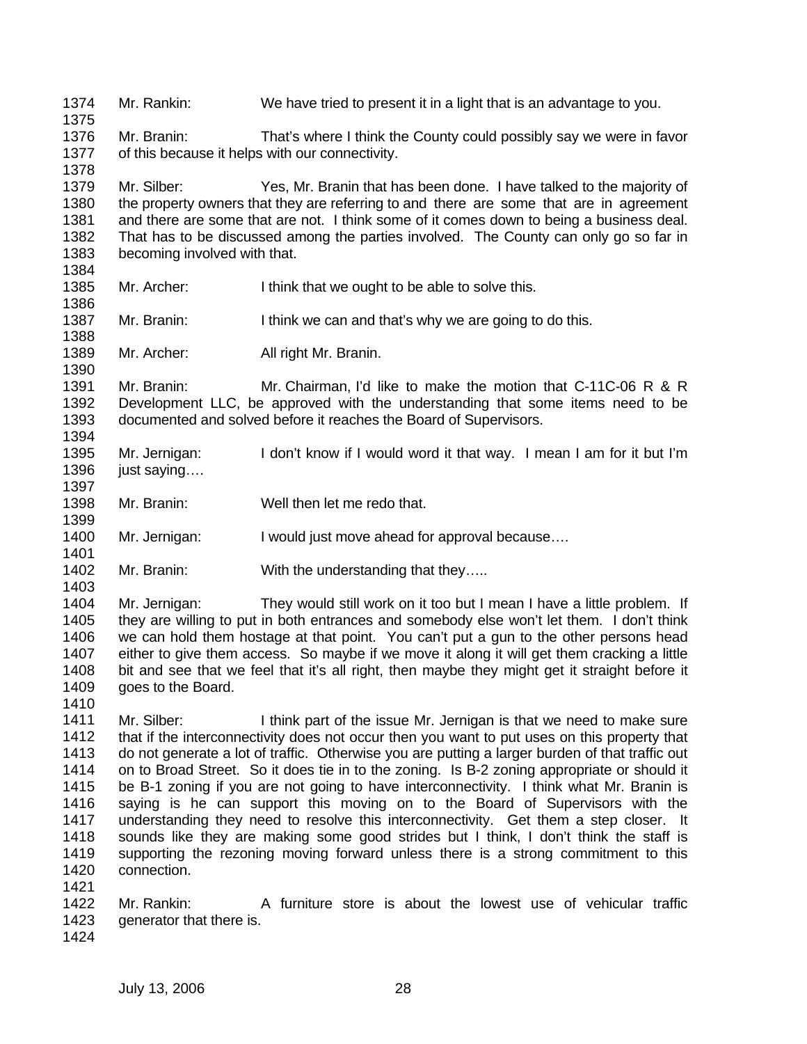Mr. Rankin: We have tried to present it in a light that is an advantage to you.

Mr. Branin: That's where I think the County could possibly say we were in favor of this because it helps with our connectivity.

Mr. Silber: Yes, Mr. Branin that has been done. I have talked to the majority of the property owners that they are referring to and there are some that are in agreement and there are some that are not. I think some of it comes down to being a business deal. That has to be discussed among the parties involved. The County can only go so far in becoming involved with that.

Mr. Archer: I think that we ought to be able to solve this.

Mr. Branin: I think we can and that's why we are going to do this.

Mr. Archer: All right Mr. Branin.

Mr. Branin: Mr. Chairman, I'd like to make the motion that C-11C-06 R & R Development LLC, be approved with the understanding that some items need to be documented and solved before it reaches the Board of Supervisors.

Mr. Jernigan: I don't know if I would word it that way. I mean I am for it but I'm just saying….

Mr. Branin: Well then let me redo that.

Mr. Jernigan: I would just move ahead for approval because….

Mr. Branin: With the understanding that they…..

Mr. Jernigan: They would still work on it too but I mean I have a little problem. If they are willing to put in both entrances and somebody else won't let them. I don't think we can hold them hostage at that point. You can't put a gun to the other persons head either to give them access. So maybe if we move it along it will get them cracking a little bit and see that we feel that it's all right, then maybe they might get it straight before it goes to the Board.

Mr. Silber: I think part of the issue Mr. Jernigan is that we need to make sure that if the interconnectivity does not occur then you want to put uses on this property that do not generate a lot of traffic. Otherwise you are putting a larger burden of that traffic out on to Broad Street. So it does tie in to the zoning. Is B-2 zoning appropriate or should it be B-1 zoning if you are not going to have interconnectivity. I think what Mr. Branin is saying is he can support this moving on to the Board of Supervisors with the understanding they need to resolve this interconnectivity. Get them a step closer. It sounds like they are making some good strides but I think, I don't think the staff is supporting the rezoning moving forward unless there is a strong commitment to this connection.

Mr. Rankin: A furniture store is about the lowest use of vehicular traffic generator that there is.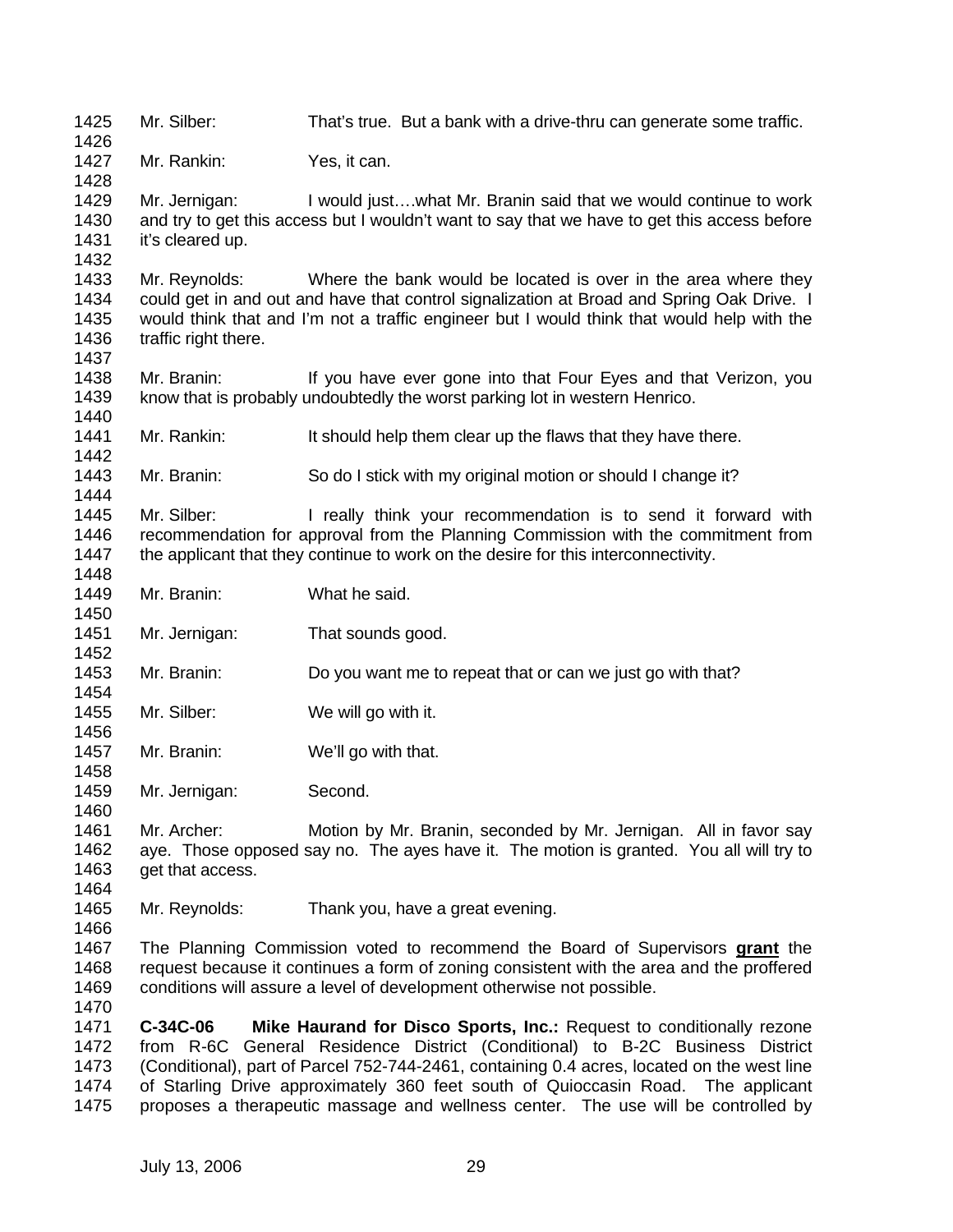Mr. Silber: That's true. But a bank with a drive-thru can generate some traffic.

Mr. Rankin: Yes, it can.

Mr. Jernigan: I would just….what Mr. Branin said that we would continue to work and try to get this access but I wouldn't want to say that we have to get this access before it's cleared up.

Mr. Reynolds: Where the bank would be located is over in the area where they could get in and out and have that control signalization at Broad and Spring Oak Drive. I would think that and I'm not a traffic engineer but I would think that would help with the traffic right there.

Mr. Branin: If you have ever gone into that Four Eyes and that Verizon, you know that is probably undoubtedly the worst parking lot in western Henrico.

Mr. Rankin: It should help them clear up the flaws that they have there.

Mr. Branin: So do I stick with my original motion or should I change it?

Mr. Silber: I really think your recommendation is to send it forward with recommendation for approval from the Planning Commission with the commitment from the applicant that they continue to work on the desire for this interconnectivity.

Mr. Branin: What he said.

Mr. Jernigan: That sounds good.

Mr. Branin: Do you want me to repeat that or can we just go with that?

Mr. Silber: We will go with it.

Mr. Branin: We'll go with that.

Mr. Jernigan: Second.

Mr. Archer: Motion by Mr. Branin, seconded by Mr. Jernigan. All in favor say aye. Those opposed say no. The ayes have it. The motion is granted. You all will try to get that access.

Mr. Reynolds: Thank you, have a great evening.

The Planning Commission voted to recommend the Board of Supervisors **grant** the request because it continues a form of zoning consistent with the area and the proffered conditions will assure a level of development otherwise not possible.

**C-34C-06 Mike Haurand for Disco Sports, Inc.:** Request to conditionally rezone from R-6C General Residence District (Conditional) to B-2C Business District (Conditional), part of Parcel 752-744-2461, containing 0.4 acres, located on the west line of Starling Drive approximately 360 feet south of Quioccasin Road. The applicant proposes a therapeutic massage and wellness center. The use will be controlled by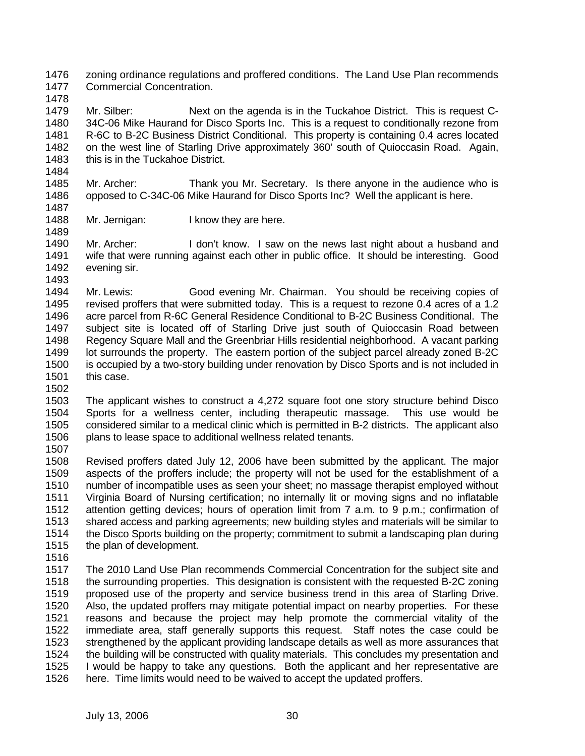zoning ordinance regulations and proffered conditions. The Land Use Plan recommends Commercial Concentration.

Mr. Silber: Next on the agenda is in the Tuckahoe District. This is request C-34C-06 Mike Haurand for Disco Sports Inc. This is a request to conditionally rezone from R-6C to B-2C Business District Conditional. This property is containing 0.4 acres located on the west line of Starling Drive approximately 360' south of Quioccasin Road. Again, this is in the Tuckahoe District.

Mr. Archer: Thank you Mr. Secretary. Is there anyone in the audience who is opposed to C-34C-06 Mike Haurand for Disco Sports Inc? Well the applicant is here.

Mr. Jernigan: I know they are here.

Mr. Archer: I don't know. I saw on the news last night about a husband and wife that were running against each other in public office. It should be interesting. Good evening sir.

Mr. Lewis: Good evening Mr. Chairman. You should be receiving copies of revised proffers that were submitted today. This is a request to rezone 0.4 acres of a 1.2 acre parcel from R-6C General Residence Conditional to B-2C Business Conditional. The subject site is located off of Starling Drive just south of Quioccasin Road between Regency Square Mall and the Greenbriar Hills residential neighborhood. A vacant parking lot surrounds the property. The eastern portion of the subject parcel already zoned B-2C is occupied by a two-story building under renovation by Disco Sports and is not included in this case.

The applicant wishes to construct a 4,272 square foot one story structure behind Disco Sports for a wellness center, including therapeutic massage. This use would be considered similar to a medical clinic which is permitted in B-2 districts. The applicant also plans to lease space to additional wellness related tenants.

Revised proffers dated July 12, 2006 have been submitted by the applicant. The major aspects of the proffers include; the property will not be used for the establishment of a number of incompatible uses as seen your sheet; no massage therapist employed without Virginia Board of Nursing certification; no internally lit or moving signs and no inflatable attention getting devices; hours of operation limit from 7 a.m. to 9 p.m.; confirmation of shared access and parking agreements; new building styles and materials will be similar to the Disco Sports building on the property; commitment to submit a landscaping plan during the plan of development.

The 2010 Land Use Plan recommends Commercial Concentration for the subject site and the surrounding properties. This designation is consistent with the requested B-2C zoning proposed use of the property and service business trend in this area of Starling Drive. Also, the updated proffers may mitigate potential impact on nearby properties. For these reasons and because the project may help promote the commercial vitality of the immediate area, staff generally supports this request. Staff notes the case could be strengthened by the applicant providing landscape details as well as more assurances that the building will be constructed with quality materials. This concludes my presentation and I would be happy to take any questions. Both the applicant and her representative are here. Time limits would need to be waived to accept the updated proffers.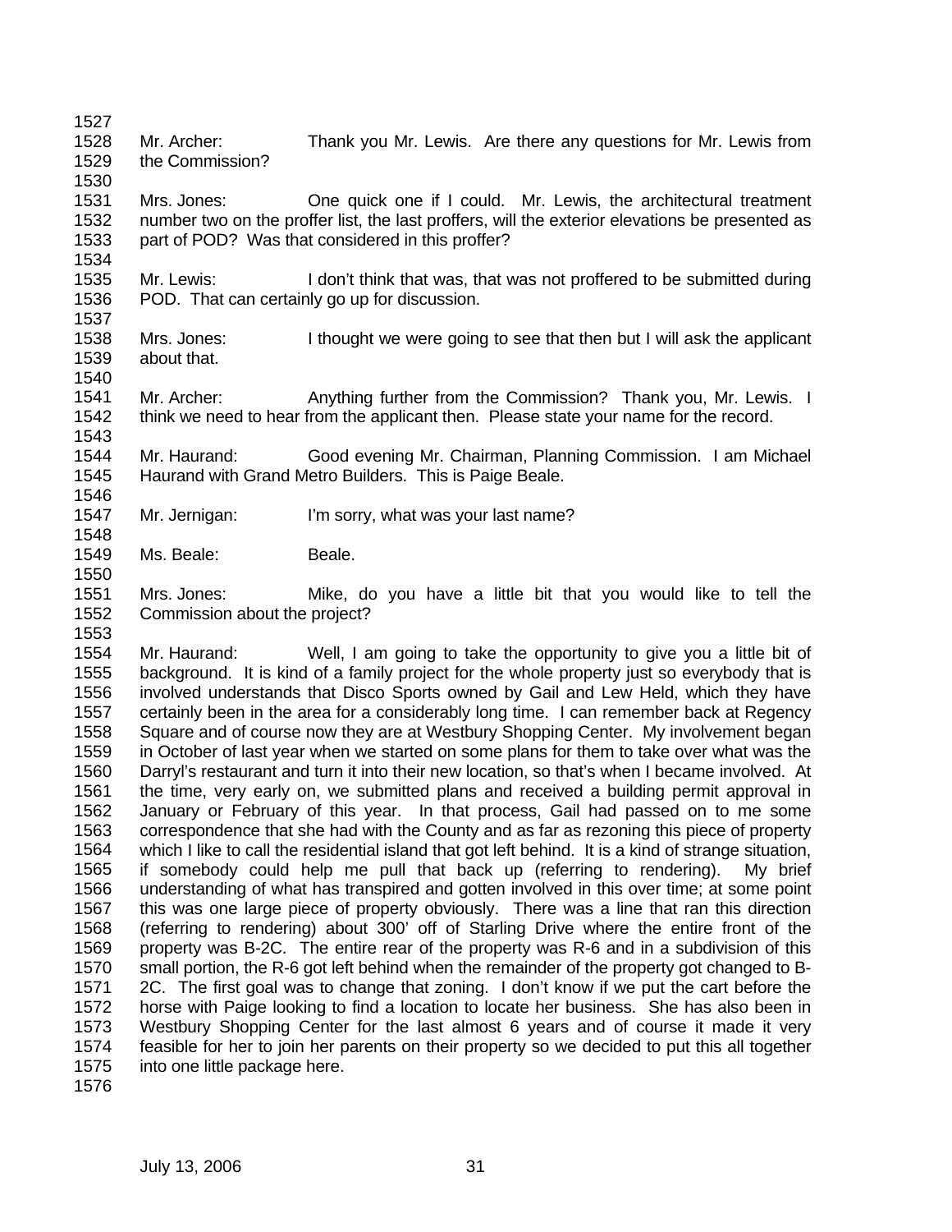Mr. Archer: Thank you Mr. Lewis. Are there any questions for Mr. Lewis from the Commission?

Mrs. Jones: One quick one if I could. Mr. Lewis, the architectural treatment number two on the proffer list, the last proffers, will the exterior elevations be presented as part of POD? Was that considered in this proffer?

Mr. Lewis: I don't think that was, that was not proffered to be submitted during POD. That can certainly go up for discussion.

Mrs. Jones: I thought we were going to see that then but I will ask the applicant about that.

Mr. Archer: Anything further from the Commission? Thank you, Mr. Lewis. I think we need to hear from the applicant then. Please state your name for the record.

Mr. Haurand: Good evening Mr. Chairman, Planning Commission. I am Michael Haurand with Grand Metro Builders. This is Paige Beale.

Mr. Jernigan: I'm sorry, what was your last name?

Ms. Beale: Beale.

Mrs. Jones: Mike, do you have a little bit that you would like to tell the Commission about the project?

Mr. Haurand: Well, I am going to take the opportunity to give you a little bit of background. It is kind of a family project for the whole property just so everybody that is involved understands that Disco Sports owned by Gail and Lew Held, which they have certainly been in the area for a considerably long time. I can remember back at Regency Square and of course now they are at Westbury Shopping Center. My involvement began in October of last year when we started on some plans for them to take over what was the Darryl's restaurant and turn it into their new location, so that's when I became involved. At the time, very early on, we submitted plans and received a building permit approval in January or February of this year. In that process, Gail had passed on to me some correspondence that she had with the County and as far as rezoning this piece of property which I like to call the residential island that got left behind. It is a kind of strange situation, if somebody could help me pull that back up (referring to rendering). My brief understanding of what has transpired and gotten involved in this over time; at some point this was one large piece of property obviously. There was a line that ran this direction (referring to rendering) about 300' off of Starling Drive where the entire front of the property was B-2C. The entire rear of the property was R-6 and in a subdivision of this small portion, the R-6 got left behind when the remainder of the property got changed to B-2C. The first goal was to change that zoning. I don't know if we put the cart before the horse with Paige looking to find a location to locate her business. She has also been in Westbury Shopping Center for the last almost 6 years and of course it made it very feasible for her to join her parents on their property so we decided to put this all together into one little package here.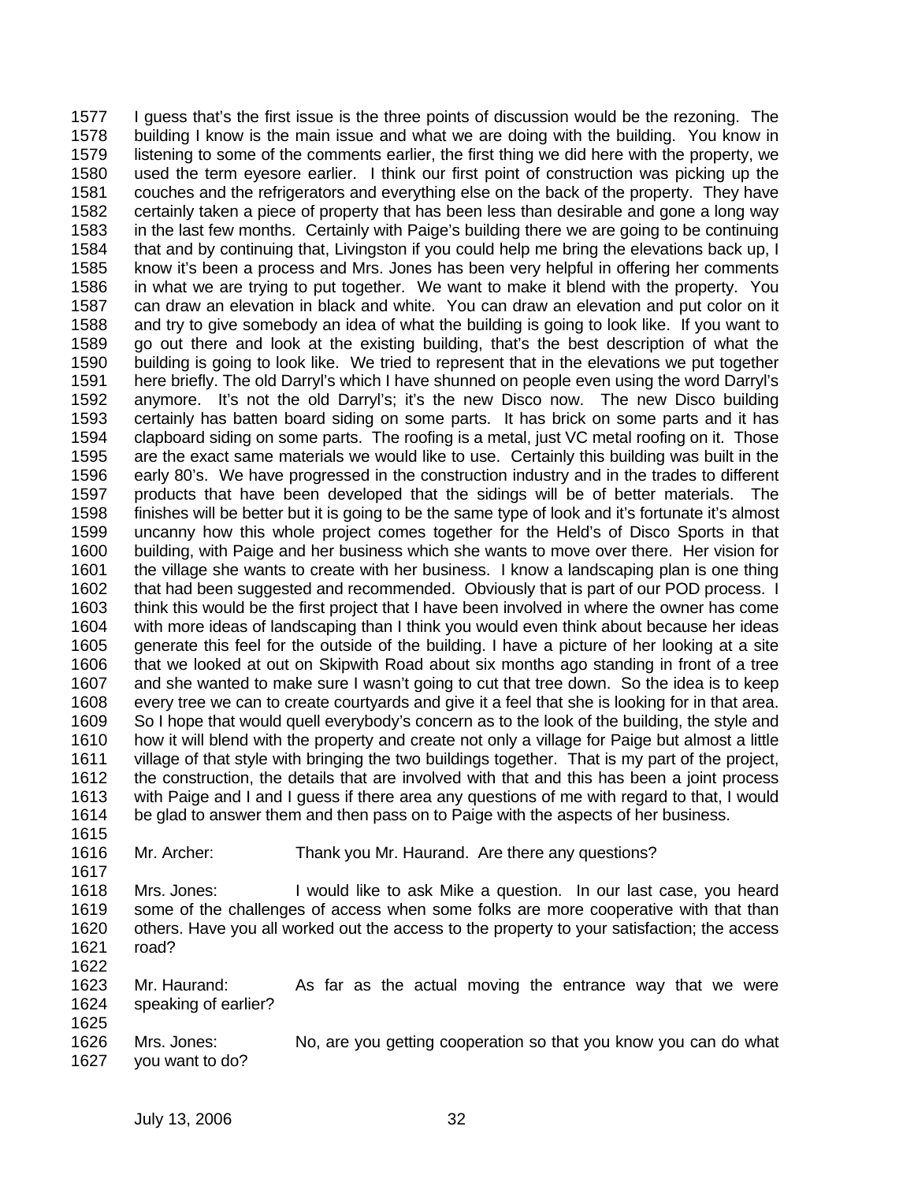1577 I guess that's the first issue is the three points of discussion would be the rezoning. The
1578 building I know is the main issue and what we are doing with the building. You know in
1579 listening to some of the comments earlier, the first thing we did here with the property, we
1580 used the term eyesore earlier. I think our first point of construction was picking up the
1581 couches and the refrigerators and everything else on the back of the property. They have
1582 certainly taken a piece of property that has been less than desirable and gone a long way
1583 in the last few months. Certainly with Paige's building there we are going to be continuing
1584 that and by continuing that, Livingston if you could help me bring the elevations back up, I
1585 know it's been a process and Mrs. Jones has been very helpful in offering her comments
1586 in what we are trying to put together. We want to make it blend with the property. You
1587 can draw an elevation in black and white. You can draw an elevation and put color on it
1588 and try to give somebody an idea of what the building is going to look like. If you want to
1589 go out there and look at the existing building, that's the best description of what the
1590 building is going to look like. We tried to represent that in the elevations we put together
1591 here briefly. The old Darryl's which I have shunned on people even using the word Darryl's
1592 anymore. It's not the old Darryl's; it's the new Disco now. The new Disco building
1593 certainly has batten board siding on some parts. It has brick on some parts and it has
1594 clapboard siding on some parts. The roofing is a metal, just VC metal roofing on it. Those
1595 are the exact same materials we would like to use. Certainly this building was built in the
1596 early 80's. We have progressed in the construction industry and in the trades to different
1597 products that have been developed that the sidings will be of better materials. The
1598 finishes will be better but it is going to be the same type of look and it's fortunate it's almost
1599 uncanny how this whole project comes together for the Held's of Disco Sports in that
1600 building, with Paige and her business which she wants to move over there. Her vision for
1601 the village she wants to create with her business. I know a landscaping plan is one thing
1602 that had been suggested and recommended. Obviously that is part of our POD process. I
1603 think this would be the first project that I have been involved in where the owner has come
1604 with more ideas of landscaping than I think you would even think about because her ideas
1605 generate this feel for the outside of the building. I have a picture of her looking at a site
1606 that we looked at out on Skipwith Road about six months ago standing in front of a tree
1607 and she wanted to make sure I wasn't going to cut that tree down. So the idea is to keep
1608 every tree we can to create courtyards and give it a feel that she is looking for in that area.
1609 So I hope that would quell everybody's concern as to the look of the building, the style and
1610 how it will blend with the property and create not only a village for Paige but almost a little
1611 village of that style with bringing the two buildings together. That is my part of the project,
1612 the construction, the details that are involved with that and this has been a joint process
1613 with Paige and I and I guess if there area any questions of me with regard to that, I would
1614 be glad to answer them and then pass on to Paige with the aspects of her business.
1615
1616 Mr. Archer: Thank you Mr. Haurand. Are there any questions?
1617
1618 Mrs. Jones: I would like to ask Mike a question. In our last case, you heard
1619 some of the challenges of access when some folks are more cooperative with that than
1620 others. Have you all worked out the access to the property to your satisfaction; the access
1621 road?
1622
1623 Mr. Haurand: As far as the actual moving the entrance way that we were
1624 speaking of earlier?
1625
1626 Mrs. Jones: No, are you getting cooperation so that you know you can do what
1627 you want to do?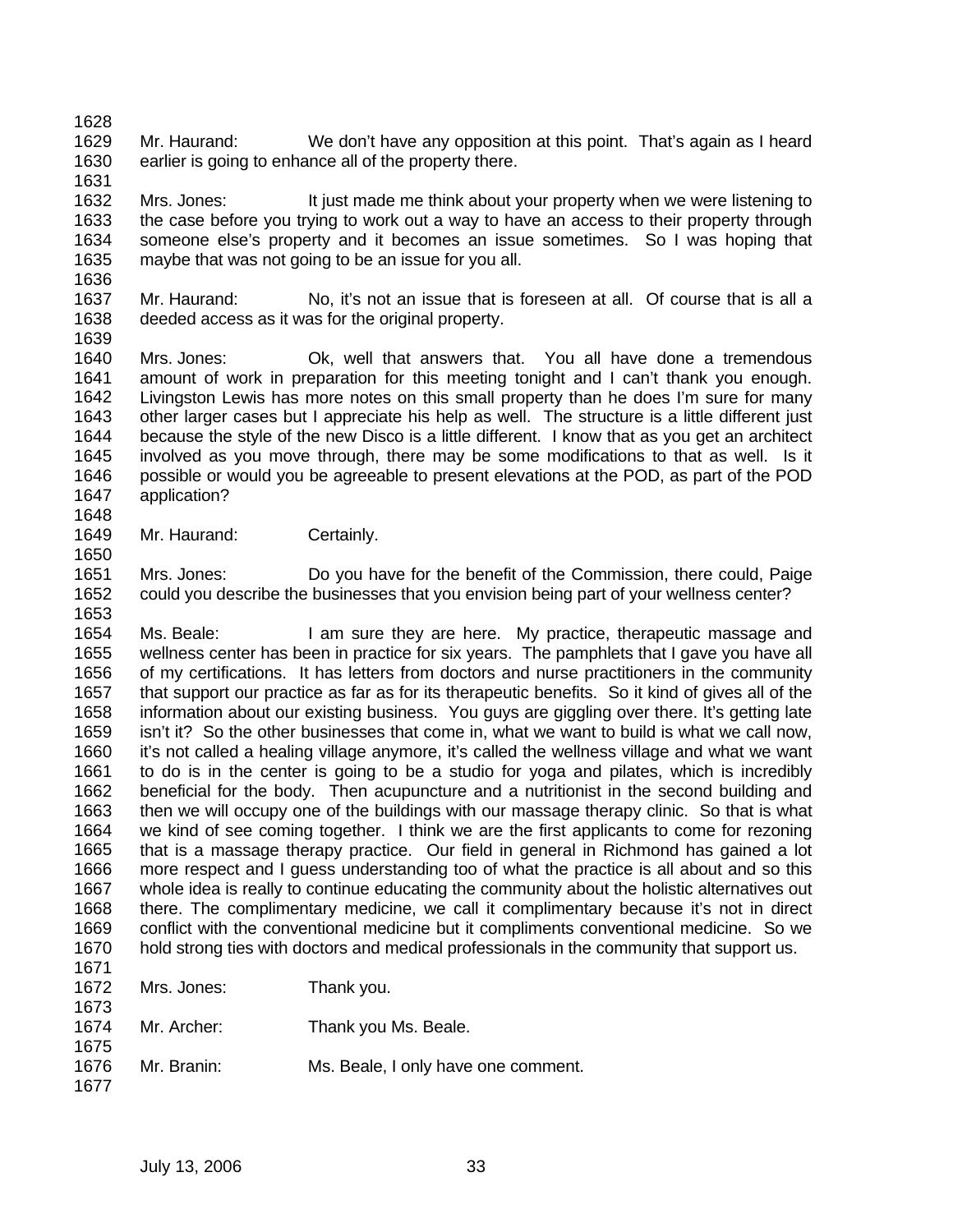Mr. Haurand: We don't have any opposition at this point. That's again as I heard earlier is going to enhance all of the property there.

Mrs. Jones: It just made me think about your property when we were listening to the case before you trying to work out a way to have an access to their property through someone else's property and it becomes an issue sometimes. So I was hoping that maybe that was not going to be an issue for you all.

Mr. Haurand: No, it's not an issue that is foreseen at all. Of course that is all a deeded access as it was for the original property.

Mrs. Jones: Ok, well that answers that. You all have done a tremendous amount of work in preparation for this meeting tonight and I can't thank you enough. Livingston Lewis has more notes on this small property than he does I'm sure for many other larger cases but I appreciate his help as well. The structure is a little different just because the style of the new Disco is a little different. I know that as you get an architect involved as you move through, there may be some modifications to that as well. Is it possible or would you be agreeable to present elevations at the POD, as part of the POD application?

Mr. Haurand: Certainly.

Mrs. Jones: Do you have for the benefit of the Commission, there could, Paige could you describe the businesses that you envision being part of your wellness center?

Ms. Beale: I am sure they are here. My practice, therapeutic massage and wellness center has been in practice for six years. The pamphlets that I gave you have all of my certifications. It has letters from doctors and nurse practitioners in the community that support our practice as far as for its therapeutic benefits. So it kind of gives all of the information about our existing business. You guys are giggling over there. It's getting late isn't it? So the other businesses that come in, what we want to build is what we call now, it's not called a healing village anymore, it's called the wellness village and what we want to do is in the center is going to be a studio for yoga and pilates, which is incredibly beneficial for the body. Then acupuncture and a nutritionist in the second building and then we will occupy one of the buildings with our massage therapy clinic. So that is what we kind of see coming together. I think we are the first applicants to come for rezoning that is a massage therapy practice. Our field in general in Richmond has gained a lot more respect and I guess understanding too of what the practice is all about and so this whole idea is really to continue educating the community about the holistic alternatives out there. The complimentary medicine, we call it complimentary because it's not in direct conflict with the conventional medicine but it compliments conventional medicine. So we hold strong ties with doctors and medical professionals in the community that support us.

Mrs. Jones: Thank you.

Mr. Archer: Thank you Ms. Beale.

Mr. Branin: Ms. Beale, I only have one comment.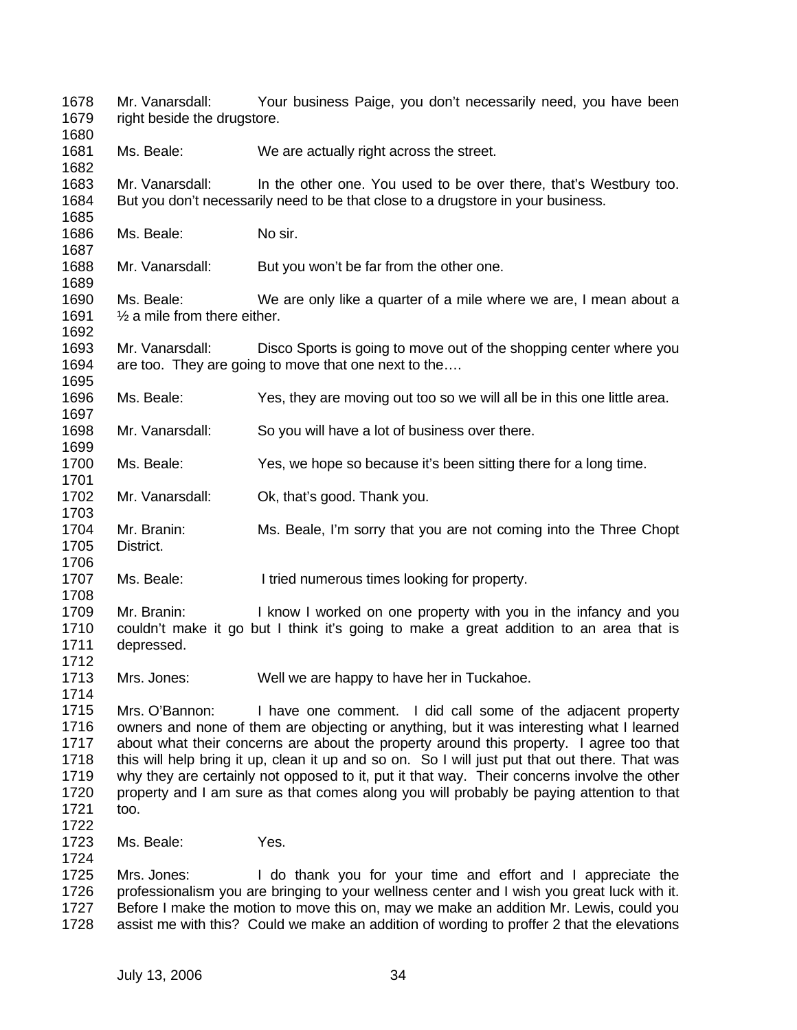1678 Mr. Vanarsdall: Your business Paige, you don't necessarily need, you have been
1679 right beside the drugstore.
1680
1681 Ms. Beale: We are actually right across the street.
1682
1683 Mr. Vanarsdall: In the other one. You used to be over there, that's Westbury too.
1684 But you don't necessarily need to be that close to a drugstore in your business.
1685
1686 Ms. Beale: No sir.
1687
1688 Mr. Vanarsdall: But you won't be far from the other one.
1689
1690 Ms. Beale: We are only like a quarter of a mile where we are, I mean about a
1691 ½ a mile from there either.
1692
1693 Mr. Vanarsdall: Disco Sports is going to move out of the shopping center where you
1694 are too. They are going to move that one next to the….
1695
1696 Ms. Beale: Yes, they are moving out too so we will all be in this one little area.
1697
1698 Mr. Vanarsdall: So you will have a lot of business over there.
1699
1700 Ms. Beale: Yes, we hope so because it's been sitting there for a long time.
1701
1702 Mr. Vanarsdall: Ok, that's good. Thank you.
1703
1704 Mr. Branin: Ms. Beale, I'm sorry that you are not coming into the Three Chopt
1705 District.
1706
1707 Ms. Beale: I tried numerous times looking for property.
1708
1709 Mr. Branin: I know I worked on one property with you in the infancy and you
1710 couldn't make it go but I think it's going to make a great addition to an area that is
1711 depressed.
1712
1713 Mrs. Jones: Well we are happy to have her in Tuckahoe.
1714
1715 Mrs. O'Bannon: I have one comment. I did call some of the adjacent property
1716 owners and none of them are objecting or anything, but it was interesting what I learned
1717 about what their concerns are about the property around this property. I agree too that
1718 this will help bring it up, clean it up and so on. So I will just put that out there. That was
1719 why they are certainly not opposed to it, put it that way. Their concerns involve the other
1720 property and I am sure as that comes along you will probably be paying attention to that
1721 too.
1722
1723 Ms. Beale: Yes.
1724
1725 Mrs. Jones: I do thank you for your time and effort and I appreciate the
1726 professionalism you are bringing to your wellness center and I wish you great luck with it.
1727 Before I make the motion to move this on, may we make an addition Mr. Lewis, could you
1728 assist me with this? Could we make an addition of wording to proffer 2 that the elevations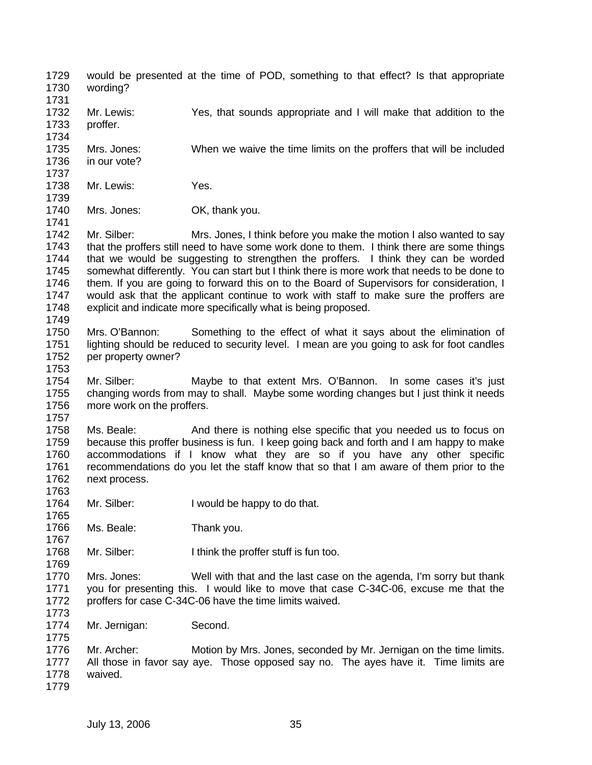would be presented at the time of POD, something to that effect? Is that appropriate wording?

Mr. Lewis: Yes, that sounds appropriate and I will make that addition to the proffer.

Mrs. Jones: When we waive the time limits on the proffers that will be included in our vote?

Mr. Lewis: Yes.

Mrs. Jones: OK, thank you.

Mr. Silber: Mrs. Jones, I think before you make the motion I also wanted to say that the proffers still need to have some work done to them. I think there are some things that we would be suggesting to strengthen the proffers. I think they can be worded somewhat differently. You can start but I think there is more work that needs to be done to them. If you are going to forward this on to the Board of Supervisors for consideration, I would ask that the applicant continue to work with staff to make sure the proffers are explicit and indicate more specifically what is being proposed.

Mrs. O'Bannon: Something to the effect of what it says about the elimination of lighting should be reduced to security level. I mean are you going to ask for foot candles per property owner?

Mr. Silber: Maybe to that extent Mrs. O'Bannon. In some cases it's just changing words from may to shall. Maybe some wording changes but I just think it needs more work on the proffers.

Ms. Beale: And there is nothing else specific that you needed us to focus on because this proffer business is fun. I keep going back and forth and I am happy to make accommodations if I know what they are so if you have any other specific recommendations do you let the staff know that so that I am aware of them prior to the next process.

Mr. Silber: I would be happy to do that.

Ms. Beale: Thank you.

Mr. Silber: I think the proffer stuff is fun too.

Mrs. Jones: Well with that and the last case on the agenda, I'm sorry but thank you for presenting this. I would like to move that case C-34C-06, excuse me that the proffers for case C-34C-06 have the time limits waived.

Mr. Jernigan: Second.

Mr. Archer: Motion by Mrs. Jones, seconded by Mr. Jernigan on the time limits. All those in favor say aye. Those opposed say no. The ayes have it. Time limits are waived.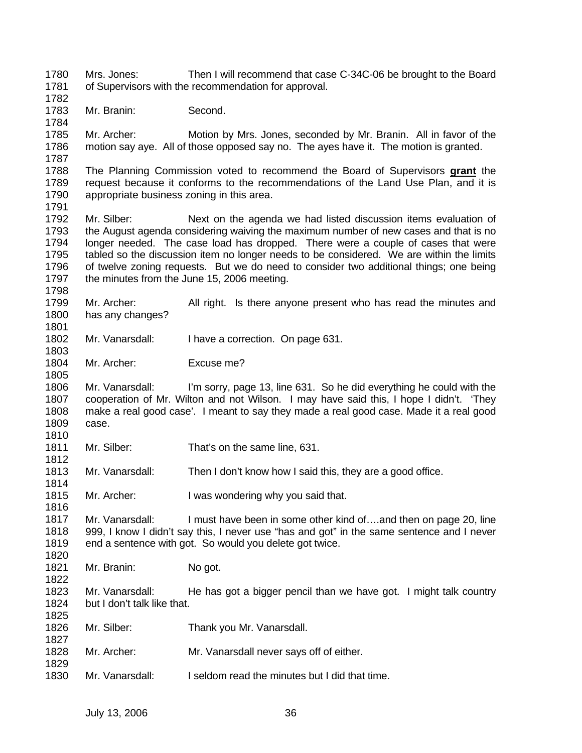1780 Mrs. Jones: Then I will recommend that case C-34C-06 be brought to the Board
1781 of Supervisors with the recommendation for approval.
1782
1783 Mr. Branin: Second.
1784
1785 Mr. Archer: Motion by Mrs. Jones, seconded by Mr. Branin. All in favor of the
1786 motion say aye. All of those opposed say no. The ayes have it. The motion is granted.
1787
1788 The Planning Commission voted to recommend the Board of Supervisors **grant** the
1789 request because it conforms to the recommendations of the Land Use Plan, and it is
1790 appropriate business zoning in this area.
1791
1792 Mr. Silber: Next on the agenda we had listed discussion items evaluation of
1793 the August agenda considering waiving the maximum number of new cases and that is no
1794 longer needed. The case load has dropped. There were a couple of cases that were
1795 tabled so the discussion item no longer needs to be considered. We are within the limits
1796 of twelve zoning requests. But we do need to consider two additional things; one being
1797 the minutes from the June 15, 2006 meeting.
1798
1799 Mr. Archer: All right. Is there anyone present who has read the minutes and
1800 has any changes?
1801
1802 Mr. Vanarsdall: I have a correction. On page 631.
1803
1804 Mr. Archer: Excuse me?
1805
1806 Mr. Vanarsdall: I'm sorry, page 13, line 631. So he did everything he could with the
1807 cooperation of Mr. Wilton and not Wilson. I may have said this, I hope I didn't. 'They
1808 make a real good case'. I meant to say they made a real good case. Made it a real good
1809 case.
1810
1811 Mr. Silber: That's on the same line, 631.
1812
1813 Mr. Vanarsdall: Then I don't know how I said this, they are a good office.
1814
1815 Mr. Archer: I was wondering why you said that.
1816
1817 Mr. Vanarsdall: I must have been in some other kind of….and then on page 20, line
1818 999, I know I didn't say this, I never use "has and got" in the same sentence and I never
1819 end a sentence with got. So would you delete got twice.
1820
1821 Mr. Branin: No got.
1822
1823 Mr. Vanarsdall: He has got a bigger pencil than we have got. I might talk country
1824 but I don't talk like that.
1825
1826 Mr. Silber: Thank you Mr. Vanarsdall.
1827
1828 Mr. Archer: Mr. Vanarsdall never says off of either.
1829
1830 Mr. Vanarsdall: I seldom read the minutes but I did that time.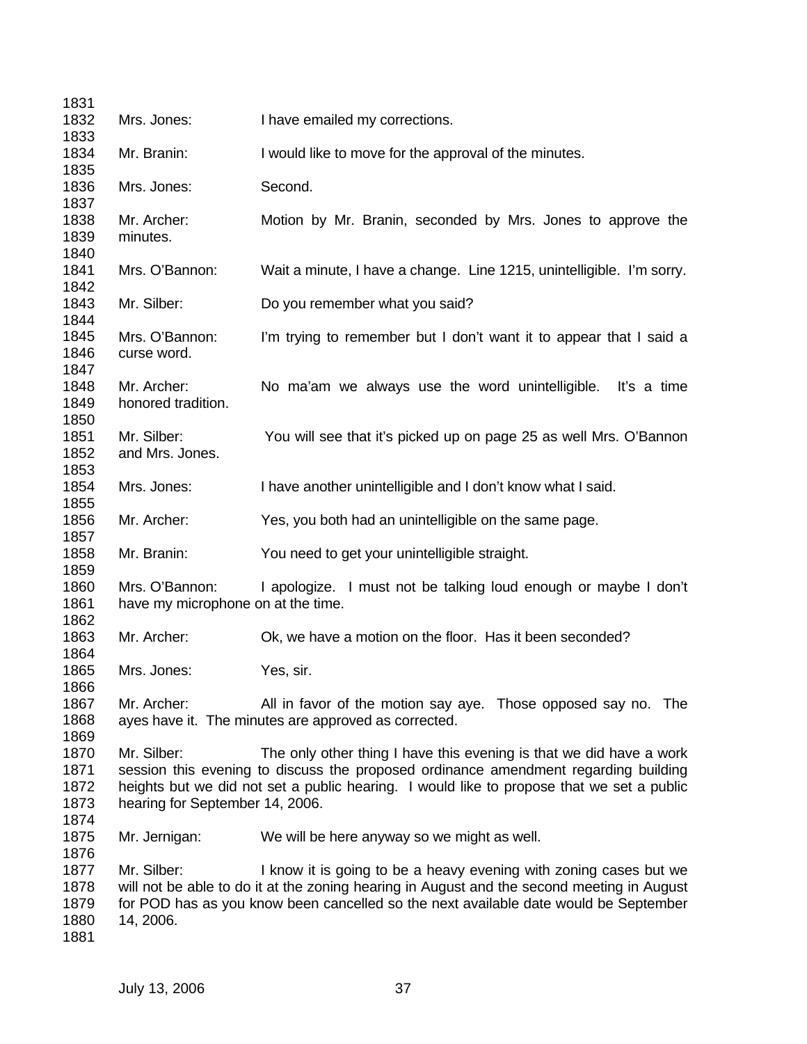Mrs. Jones: I have emailed my corrections.

Mr. Branin: I would like to move for the approval of the minutes.

Mrs. Jones: Second.

Mr. Archer: Motion by Mr. Branin, seconded by Mrs. Jones to approve the minutes.

Mrs. O'Bannon: Wait a minute, I have a change. Line 1215, unintelligible. I'm sorry.

Mr. Silber: Do you remember what you said?

Mrs. O'Bannon: I'm trying to remember but I don't want it to appear that I said a curse word.

Mr. Archer: No ma'am we always use the word unintelligible. It's a time honored tradition.

Mr. Silber: You will see that it's picked up on page 25 as well Mrs. O'Bannon and Mrs. Jones.

Mrs. Jones: I have another unintelligible and I don't know what I said.

Mr. Archer: Yes, you both had an unintelligible on the same page.

Mr. Branin: You need to get your unintelligible straight.

Mrs. O'Bannon: I apologize. I must not be talking loud enough or maybe I don't have my microphone on at the time.

Mr. Archer: Ok, we have a motion on the floor. Has it been seconded?

Mrs. Jones: Yes, sir.

Mr. Archer: All in favor of the motion say aye. Those opposed say no. The ayes have it. The minutes are approved as corrected.

Mr. Silber: The only other thing I have this evening is that we did have a work session this evening to discuss the proposed ordinance amendment regarding building heights but we did not set a public hearing. I would like to propose that we set a public hearing for September 14, 2006.

Mr. Jernigan: We will be here anyway so we might as well.

Mr. Silber: I know it is going to be a heavy evening with zoning cases but we will not be able to do it at the zoning hearing in August and the second meeting in August for POD has as you know been cancelled so the next available date would be September 14, 2006.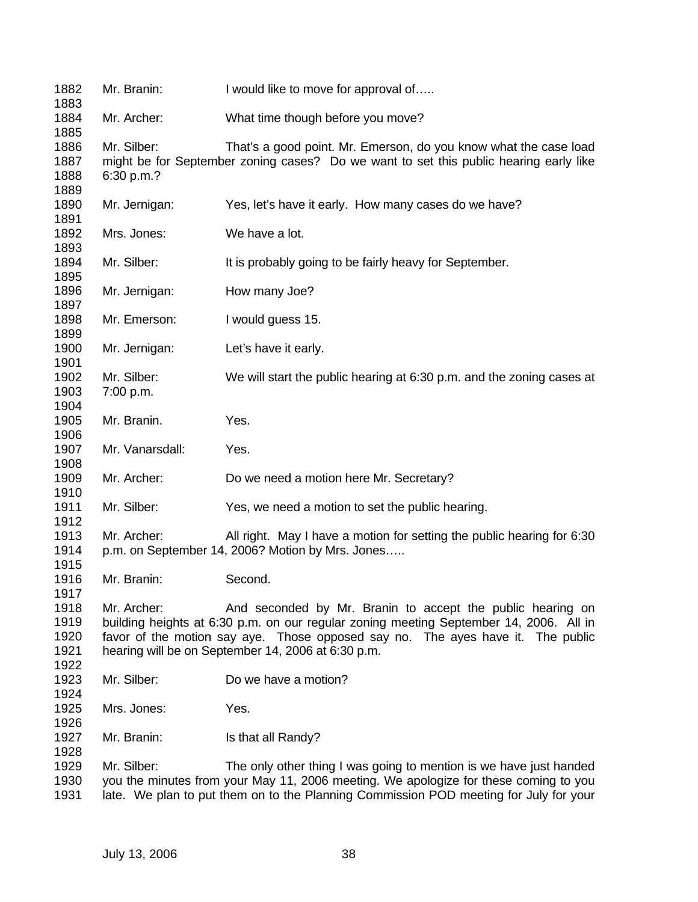Mr. Branin: I would like to move for approval of…..

Mr. Archer: What time though before you move?

Mr. Silber: That's a good point. Mr. Emerson, do you know what the case load might be for September zoning cases? Do we want to set this public hearing early like 6:30 p.m.?

Mr. Jernigan: Yes, let's have it early. How many cases do we have?

Mrs. Jones: We have a lot.

Mr. Silber: It is probably going to be fairly heavy for September.

Mr. Jernigan: How many Joe?

Mr. Emerson: I would guess 15.

Mr. Jernigan: Let's have it early.

Mr. Silber: We will start the public hearing at 6:30 p.m. and the zoning cases at 7:00 p.m.

Mr. Branin. Yes.

Mr. Vanarsdall: Yes.

Mr. Archer: Do we need a motion here Mr. Secretary?

Mr. Silber: Yes, we need a motion to set the public hearing.

Mr. Archer: All right. May I have a motion for setting the public hearing for 6:30 p.m. on September 14, 2006? Motion by Mrs. Jones…..

Mr. Branin: Second.

Mr. Archer: And seconded by Mr. Branin to accept the public hearing on building heights at 6:30 p.m. on our regular zoning meeting September 14, 2006. All in favor of the motion say aye. Those opposed say no. The ayes have it. The public hearing will be on September 14, 2006 at 6:30 p.m.

Mr. Silber: Do we have a motion?

Mrs. Jones: Yes.

Mr. Branin: Is that all Randy?

Mr. Silber: The only other thing I was going to mention is we have just handed you the minutes from your May 11, 2006 meeting. We apologize for these coming to you late. We plan to put them on to the Planning Commission POD meeting for July for your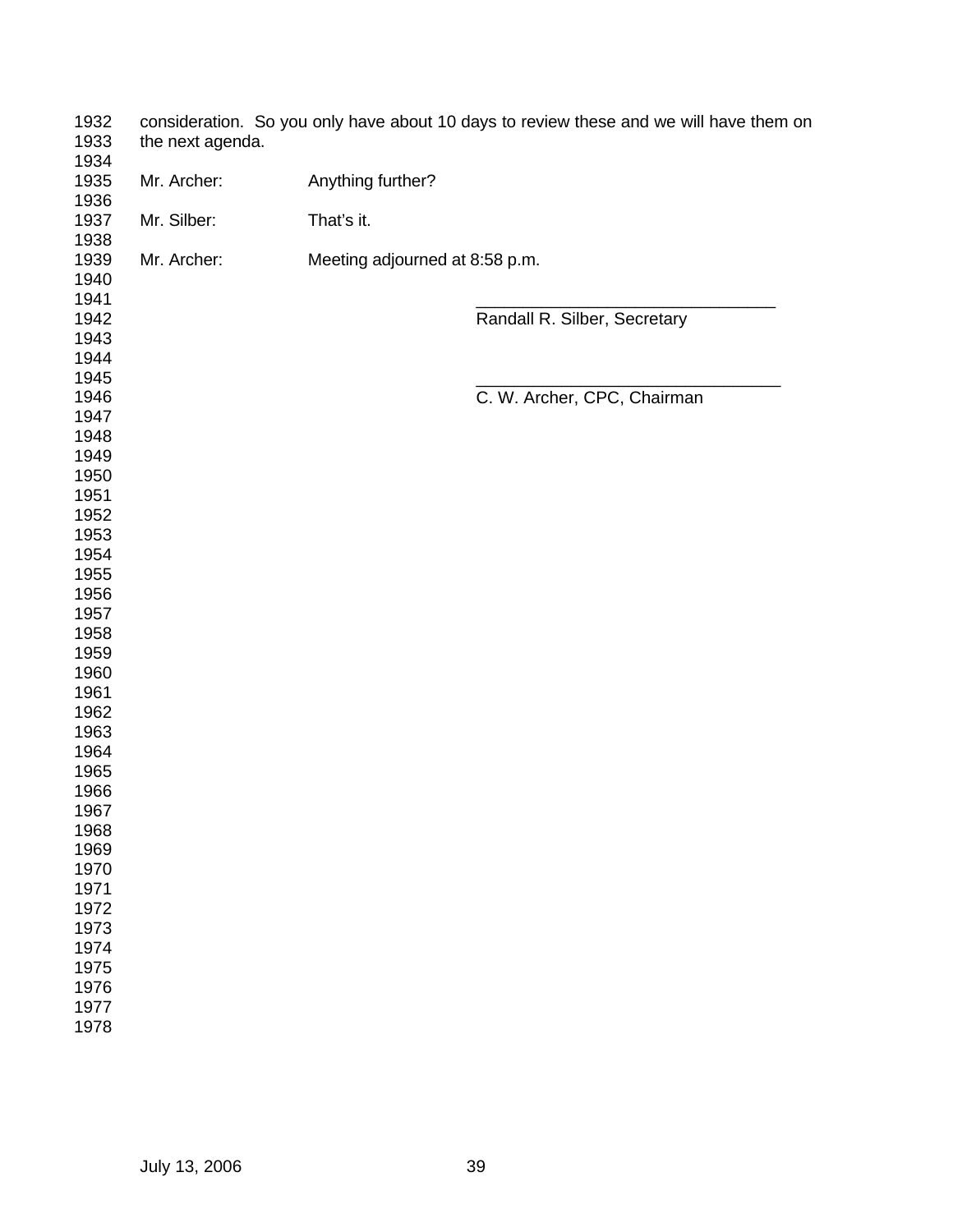consideration. So you only have about 10 days to review these and we will have them on the next agenda.

Mr. Archer: Anything further?

Mr. Silber: That's it.

Mr. Archer: Meeting adjourned at 8:58 p.m.

_______________________________
Randall R. Silber, Secretary

_______________________________
C. W. Archer, CPC, Chairman